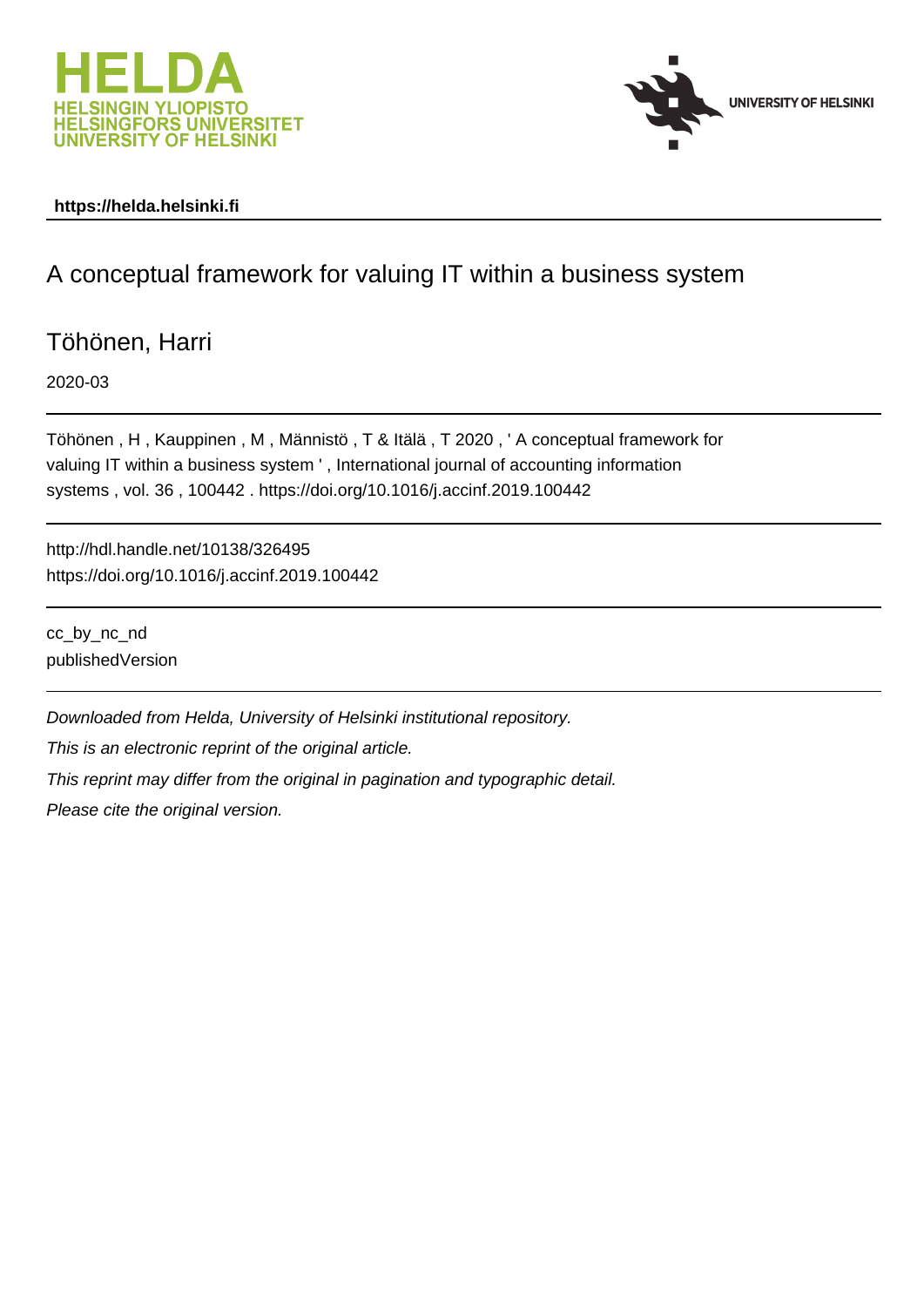https://helda.helsinki.fi

# A conceptual framework for valuing IT within a business system

Töhönen, Harri

2020-03

Töhönen , H , Kauppinen , M , Männistö , T & Itälä , T 2020 , ' A conceptual framework for valuing IT within a business system ' , International journal of accounting information systems , vol. 36 , 100442 . https://doi.org/10.1016/j.accinf.2019.100442

http://hdl.handle.net/10138/326495
https://doi.org/10.1016/j.accinf.2019.100442

cc_by_nc_nd
publishedVersion

*Downloaded from Helda, University of Helsinki institutional repository.*

*This is an electronic reprint of the original article.*

*This reprint may differ from the original in pagination and typographic detail.*

*Please cite the original version.*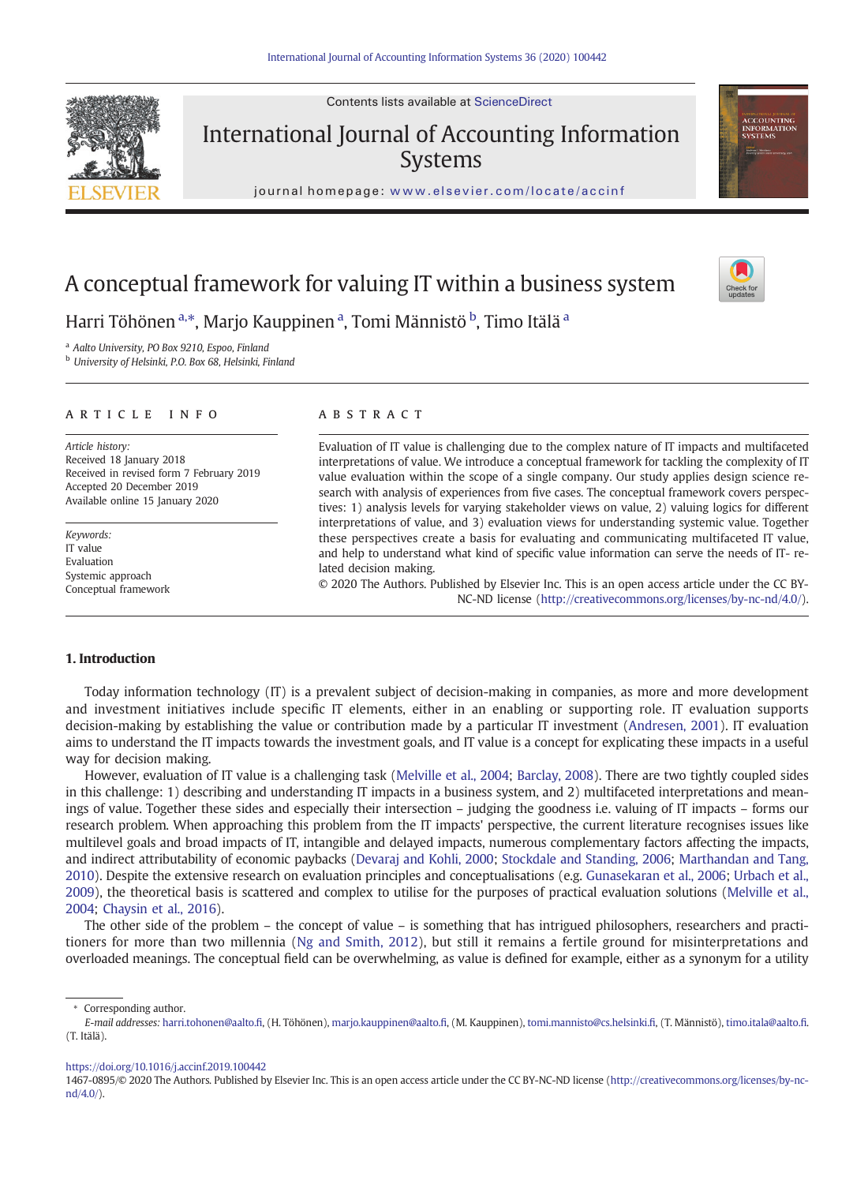# A conceptual framework for valuing IT within a business system

Harri Töhönen [a,*], Marjo Kauppinen [a], Tomi Männistö [b], Timo Itälä [a]

[a] Aalto University, PO Box 9210, Espoo, Finland

[b] University of Helsinki, P.O. Box 68, Helsinki, Finland

## ARTICLE INFO

*Article history:*
Received 18 January 2018
Received in revised form 7 February 2019
Accepted 20 December 2019
Available online 15 January 2020

*Keywords:*
IT value
Evaluation
Systemic approach
Conceptual framework

## ABSTRACT

Evaluation of IT value is challenging due to the complex nature of IT impacts and multifaceted interpretations of value. We introduce a conceptual framework for tackling the complexity of IT value evaluation within the scope of a single company. Our study applies design science research with analysis of experiences from five cases. The conceptual framework covers perspectives: 1) analysis levels for varying stakeholder views on value, 2) valuing logics for different interpretations of value, and 3) evaluation views for understanding systemic value. Together these perspectives create a basis for evaluating and communicating multifaceted IT value, and help to understand what kind of specific value information can serve the needs of IT- related decision making.

© 2020 The Authors. Published by Elsevier Inc. This is an open access article under the CC BY-NC-ND license (http://creativecommons.org/licenses/by-nc-nd/4.0/).

## 1. Introduction

Today information technology (IT) is a prevalent subject of decision-making in companies, as more and more development and investment initiatives include specific IT elements, either in an enabling or supporting role. IT evaluation supports decision-making by establishing the value or contribution made by a particular IT investment (Andresen, 2001). IT evaluation aims to understand the IT impacts towards the investment goals, and IT value is a concept for explicating these impacts in a useful way for decision making.

However, evaluation of IT value is a challenging task (Melville et al., 2004; Barclay, 2008). There are two tightly coupled sides in this challenge: 1) describing and understanding IT impacts in a business system, and 2) multifaceted interpretations and meanings of value. Together these sides and especially their intersection – judging the goodness i.e. valuing of IT impacts – forms our research problem. When approaching this problem from the IT impacts' perspective, the current literature recognises issues like multilevel goals and broad impacts of IT, intangible and delayed impacts, numerous complementary factors affecting the impacts, and indirect attributability of economic paybacks (Devaraj and Kohli, 2000; Stockdale and Standing, 2006; Marthandan and Tang, 2010). Despite the extensive research on evaluation principles and conceptualisations (e.g. Gunasekaran et al., 2006; Urbach et al., 2009), the theoretical basis is scattered and complex to utilise for the purposes of practical evaluation solutions (Melville et al., 2004; Chaysin et al., 2016).

The other side of the problem – the concept of value – is something that has intrigued philosophers, researchers and practitioners for more than two millennia (Ng and Smith, 2012), but still it remains a fertile ground for misinterpretations and overloaded meanings. The conceptual field can be overwhelming, as value is defined for example, either as a synonym for a utility

---

* Corresponding author.
*E-mail addresses:* harri.tohonen@aalto.fi, (H. Töhönen), marjo.kauppinen@aalto.fi, (M. Kauppinen), tomi.mannisto@cs.helsinki.fi, (T. Männistö), timo.itala@aalto.fi. (T. Itälä).

https://doi.org/10.1016/j.accinf.2019.100442
1467-0895/© 2020 The Authors. Published by Elsevier Inc. This is an open access article under the CC BY-NC-ND license (http://creativecommons.org/licenses/by-nc-nd/4.0/).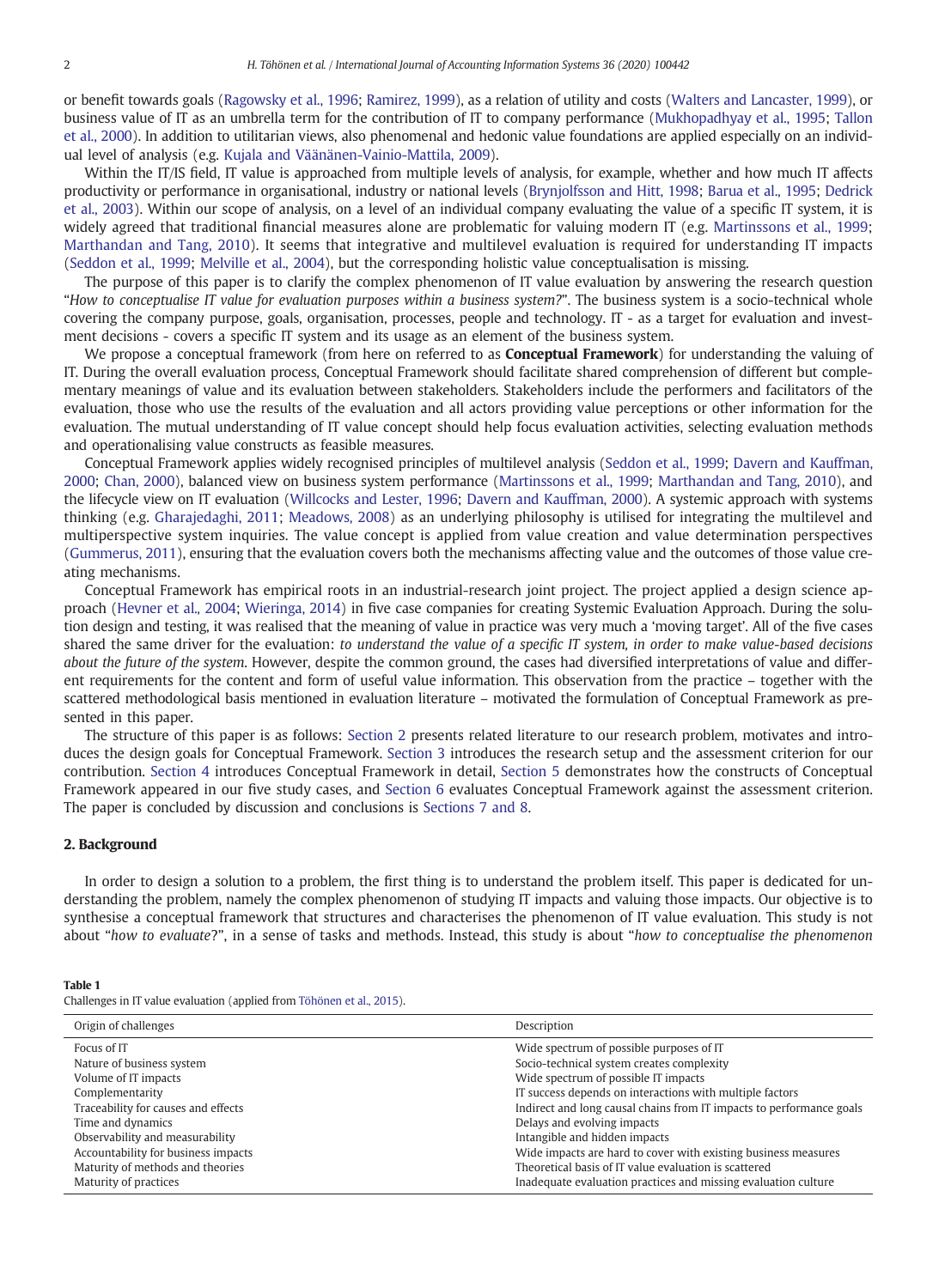or benefit towards goals (Ragowsky et al., 1996; Ramirez, 1999), as a relation of utility and costs (Walters and Lancaster, 1999), or business value of IT as an umbrella term for the contribution of IT to company performance (Mukhopadhyay et al., 1995; Tallon et al., 2000). In addition to utilitarian views, also phenomenal and hedonic value foundations are applied especially on an individual level of analysis (e.g. Kujala and Väänänen-Vainio-Mattila, 2009).

Within the IT/IS field, IT value is approached from multiple levels of analysis, for example, whether and how much IT affects productivity or performance in organisational, industry or national levels (Brynjolfsson and Hitt, 1998; Barua et al., 1995; Dedrick et al., 2003). Within our scope of analysis, on a level of an individual company evaluating the value of a specific IT system, it is widely agreed that traditional financial measures alone are problematic for valuing modern IT (e.g. Martinssons et al., 1999; Marthandan and Tang, 2010). It seems that integrative and multilevel evaluation is required for understanding IT impacts (Seddon et al., 1999; Melville et al., 2004), but the corresponding holistic value conceptualisation is missing.

The purpose of this paper is to clarify the complex phenomenon of IT value evaluation by answering the research question "*How to conceptualise IT value for evaluation purposes within a business system?*". The business system is a socio-technical whole covering the company purpose, goals, organisation, processes, people and technology. IT - as a target for evaluation and investment decisions - covers a specific IT system and its usage as an element of the business system.

We propose a conceptual framework (from here on referred to as **Conceptual Framework**) for understanding the valuing of IT. During the overall evaluation process, Conceptual Framework should facilitate shared comprehension of different but complementary meanings of value and its evaluation between stakeholders. Stakeholders include the performers and facilitators of the evaluation, those who use the results of the evaluation and all actors providing value perceptions or other information for the evaluation. The mutual understanding of IT value concept should help focus evaluation activities, selecting evaluation methods and operationalising value constructs as feasible measures.

Conceptual Framework applies widely recognised principles of multilevel analysis (Seddon et al., 1999; Davern and Kauffman, 2000; Chan, 2000), balanced view on business system performance (Martinssons et al., 1999; Marthandan and Tang, 2010), and the lifecycle view on IT evaluation (Willcocks and Lester, 1996; Davern and Kauffman, 2000). A systemic approach with systems thinking (e.g. Gharajedaghi, 2011; Meadows, 2008) as an underlying philosophy is utilised for integrating the multilevel and multiperspective system inquiries. The value concept is applied from value creation and value determination perspectives (Gummerus, 2011), ensuring that the evaluation covers both the mechanisms affecting value and the outcomes of those value creating mechanisms.

Conceptual Framework has empirical roots in an industrial-research joint project. The project applied a design science approach (Hevner et al., 2004; Wieringa, 2014) in five case companies for creating Systemic Evaluation Approach. During the solution design and testing, it was realised that the meaning of value in practice was very much a 'moving target'. All of the five cases shared the same driver for the evaluation: *to understand the value of a specific IT system, in order to make value-based decisions about the future of the system*. However, despite the common ground, the cases had diversified interpretations of value and different requirements for the content and form of useful value information. This observation from the practice – together with the scattered methodological basis mentioned in evaluation literature – motivated the formulation of Conceptual Framework as presented in this paper.

The structure of this paper is as follows: Section 2 presents related literature to our research problem, motivates and introduces the design goals for Conceptual Framework. Section 3 introduces the research setup and the assessment criterion for our contribution. Section 4 introduces Conceptual Framework in detail, Section 5 demonstrates how the constructs of Conceptual Framework appeared in our five study cases, and Section 6 evaluates Conceptual Framework against the assessment criterion. The paper is concluded by discussion and conclusions is Sections 7 and 8.

## 2. Background

In order to design a solution to a problem, the first thing is to understand the problem itself. This paper is dedicated for understanding the problem, namely the complex phenomenon of studying IT impacts and valuing those impacts. Our objective is to synthesise a conceptual framework that structures and characterises the phenomenon of IT value evaluation. This study is not about "*how to evaluate*?", in a sense of tasks and methods. Instead, this study is about "*how to conceptualise the phenomenon*

**Table 1**
Challenges in IT value evaluation (applied from Töhönen et al., 2015).

| Origin of challenges | Description |
|---|---|
| Focus of IT | Wide spectrum of possible purposes of IT |
| Nature of business system | Socio-technical system creates complexity |
| Volume of IT impacts | Wide spectrum of possible IT impacts |
| Complementarity | IT success depends on interactions with multiple factors |
| Traceability for causes and effects | Indirect and long causal chains from IT impacts to performance goals |
| Time and dynamics | Delays and evolving impacts |
| Observability and measurability | Intangible and hidden impacts |
| Accountability for business impacts | Wide impacts are hard to cover with existing business measures |
| Maturity of methods and theories | Theoretical basis of IT value evaluation is scattered |
| Maturity of practices | Inadequate evaluation practices and missing evaluation culture |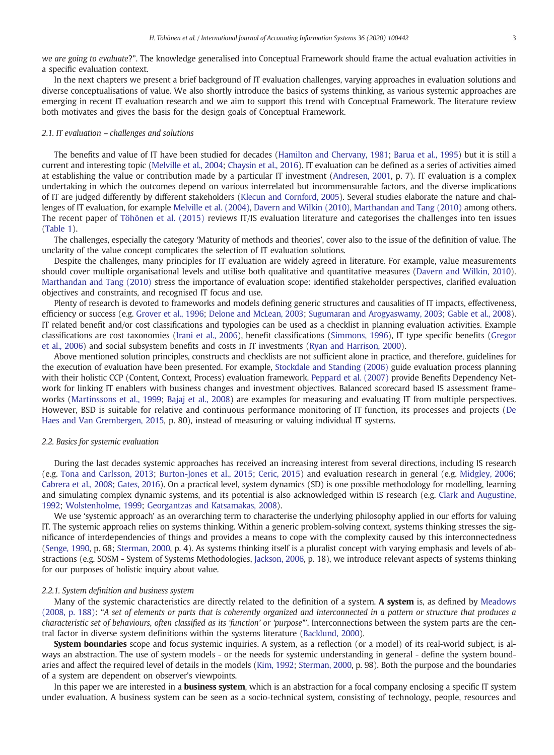*we are going to evaluate*?". The knowledge generalised into Conceptual Framework should frame the actual evaluation activities in a specific evaluation context.

In the next chapters we present a brief background of IT evaluation challenges, varying approaches in evaluation solutions and diverse conceptualisations of value. We also shortly introduce the basics of systems thinking, as various systemic approaches are emerging in recent IT evaluation research and we aim to support this trend with Conceptual Framework. The literature review both motivates and gives the basis for the design goals of Conceptual Framework.

### 2.1. IT evaluation – challenges and solutions

The benefits and value of IT have been studied for decades (Hamilton and Chervany, 1981; Barua et al., 1995) but it is still a current and interesting topic (Melville et al., 2004; Chaysin et al., 2016). IT evaluation can be defined as a series of activities aimed at establishing the value or contribution made by a particular IT investment (Andresen, 2001, p. 7). IT evaluation is a complex undertaking in which the outcomes depend on various interrelated but incommensurable factors, and the diverse implications of IT are judged differently by different stakeholders (Klecun and Cornford, 2005). Several studies elaborate the nature and challenges of IT evaluation, for example Melville et al. (2004), Davern and Wilkin (2010), Marthandan and Tang (2010) among others. The recent paper of Töhönen et al. (2015) reviews IT/IS evaluation literature and categorises the challenges into ten issues (Table 1).

The challenges, especially the category 'Maturity of methods and theories', cover also to the issue of the definition of value. The unclarity of the value concept complicates the selection of IT evaluation solutions.

Despite the challenges, many principles for IT evaluation are widely agreed in literature. For example, value measurements should cover multiple organisational levels and utilise both qualitative and quantitative measures (Davern and Wilkin, 2010). Marthandan and Tang (2010) stress the importance of evaluation scope: identified stakeholder perspectives, clarified evaluation objectives and constraints, and recognised IT focus and use.

Plenty of research is devoted to frameworks and models defining generic structures and causalities of IT impacts, effectiveness, efficiency or success (e.g. Grover et al., 1996; Delone and McLean, 2003; Sugumaran and Arogyaswamy, 2003; Gable et al., 2008). IT related benefit and/or cost classifications and typologies can be used as a checklist in planning evaluation activities. Example classifications are cost taxonomies (Irani et al., 2006), benefit classifications (Simmons, 1996), IT type specific benefits (Gregor et al., 2006) and social subsystem benefits and costs in IT investments (Ryan and Harrison, 2000).

Above mentioned solution principles, constructs and checklists are not sufficient alone in practice, and therefore, guidelines for the execution of evaluation have been presented. For example, Stockdale and Standing (2006) guide evaluation process planning with their holistic CCP (Content, Context, Process) evaluation framework. Peppard et al. (2007) provide Benefits Dependency Network for linking IT enablers with business changes and investment objectives. Balanced scorecard based IS assessment frameworks (Martinssons et al., 1999; Bajaj et al., 2008) are examples for measuring and evaluating IT from multiple perspectives. However, BSD is suitable for relative and continuous performance monitoring of IT function, its processes and projects (De Haes and Van Grembergen, 2015, p. 80), instead of measuring or valuing individual IT systems.

### 2.2. Basics for systemic evaluation

During the last decades systemic approaches has received an increasing interest from several directions, including IS research (e.g. Tona and Carlsson, 2013; Burton-Jones et al., 2015; Ceric, 2015) and evaluation research in general (e.g. Midgley, 2006; Cabrera et al., 2008; Gates, 2016). On a practical level, system dynamics (SD) is one possible methodology for modelling, learning and simulating complex dynamic systems, and its potential is also acknowledged within IS research (e.g. Clark and Augustine, 1992; Wolstenholme, 1999; Georgantzas and Katsamakas, 2008).

We use 'systemic approach' as an overarching term to characterise the underlying philosophy applied in our efforts for valuing IT. The systemic approach relies on systems thinking. Within a generic problem-solving context, systems thinking stresses the significance of interdependencies of things and provides a means to cope with the complexity caused by this interconnectedness (Senge, 1990, p. 68; Sterman, 2000, p. 4). As systems thinking itself is a pluralist concept with varying emphasis and levels of abstractions (e.g. SOSM - System of Systems Methodologies, Jackson, 2006, p. 18), we introduce relevant aspects of systems thinking for our purposes of holistic inquiry about value.

#### 2.2.1. System definition and business system

Many of the systemic characteristics are directly related to the definition of a system. **A system** is, as defined by Meadows (2008, p. 188): "*A set of elements or parts that is coherently organized and interconnected in a pattern or structure that produces a characteristic set of behaviours, often classified as its 'function' or 'purpose'*". Interconnections between the system parts are the central factor in diverse system definitions within the systems literature (Backlund, 2000).

**System boundaries** scope and focus systemic inquiries. A system, as a reflection (or a model) of its real-world subject, is always an abstraction. The use of system models - or the needs for systemic understanding in general - define the system boundaries and affect the required level of details in the models (Kim, 1992; Sterman, 2000, p. 98). Both the purpose and the boundaries of a system are dependent on observer's viewpoints.

In this paper we are interested in a **business system**, which is an abstraction for a focal company enclosing a specific IT system under evaluation. A business system can be seen as a socio-technical system, consisting of technology, people, resources and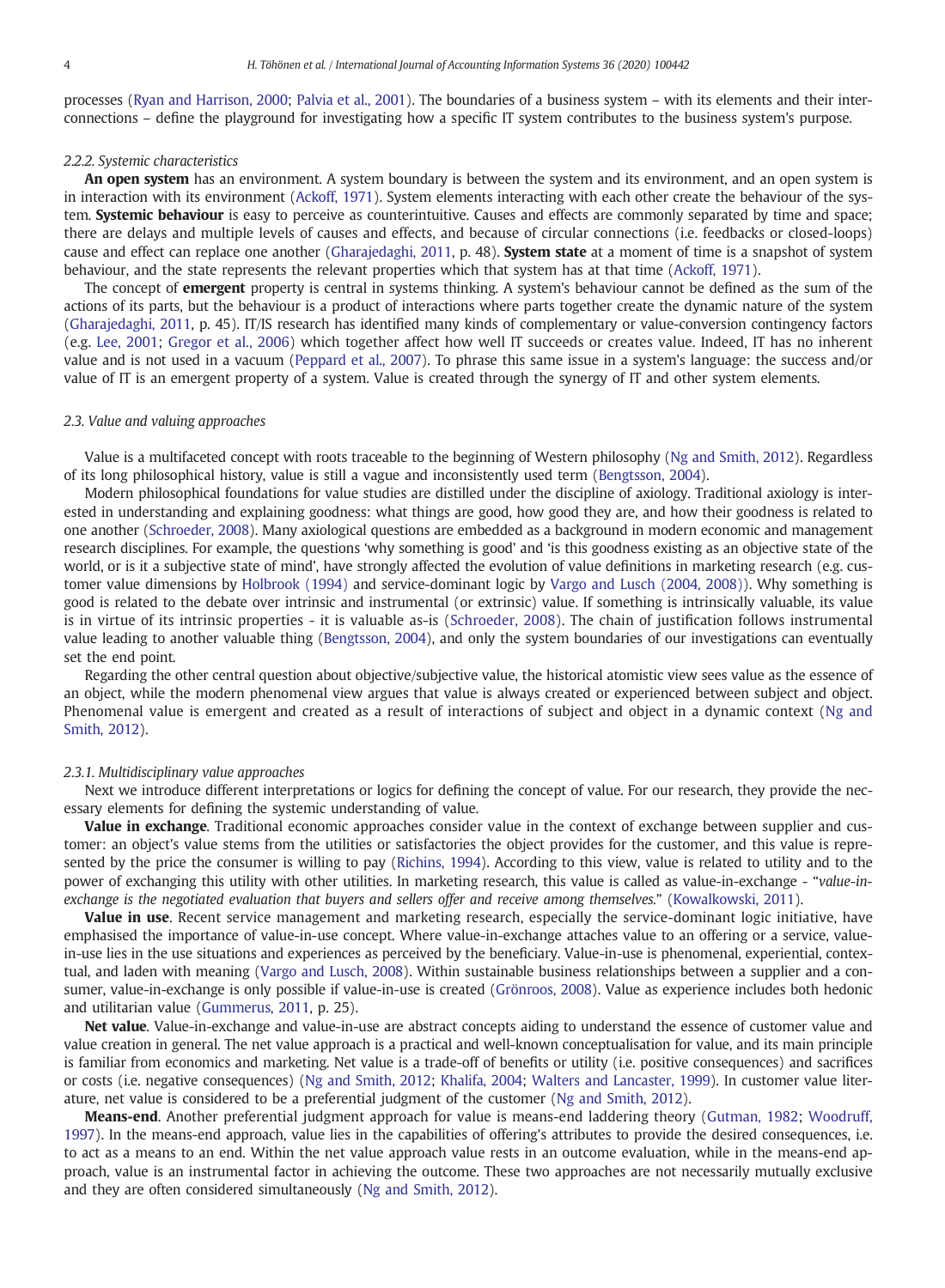processes (Ryan and Harrison, 2000; Palvia et al., 2001). The boundaries of a business system – with its elements and their interconnections – define the playground for investigating how a specific IT system contributes to the business system's purpose.

#### 2.2.2. Systemic characteristics

**An open system** has an environment. A system boundary is between the system and its environment, and an open system is in interaction with its environment (Ackoff, 1971). System elements interacting with each other create the behaviour of the system. **Systemic behaviour** is easy to perceive as counterintuitive. Causes and effects are commonly separated by time and space; there are delays and multiple levels of causes and effects, and because of circular connections (i.e. feedbacks or closed-loops) cause and effect can replace one another (Gharajedaghi, 2011, p. 48). **System state** at a moment of time is a snapshot of system behaviour, and the state represents the relevant properties which that system has at that time (Ackoff, 1971).

The concept of **emergent** property is central in systems thinking. A system's behaviour cannot be defined as the sum of the actions of its parts, but the behaviour is a product of interactions where parts together create the dynamic nature of the system (Gharajedaghi, 2011, p. 45). IT/IS research has identified many kinds of complementary or value-conversion contingency factors (e.g. Lee, 2001; Gregor et al., 2006) which together affect how well IT succeeds or creates value. Indeed, IT has no inherent value and is not used in a vacuum (Peppard et al., 2007). To phrase this same issue in a system's language: the success and/or value of IT is an emergent property of a system. Value is created through the synergy of IT and other system elements.

### 2.3. Value and valuing approaches

Value is a multifaceted concept with roots traceable to the beginning of Western philosophy (Ng and Smith, 2012). Regardless of its long philosophical history, value is still a vague and inconsistently used term (Bengtsson, 2004).

Modern philosophical foundations for value studies are distilled under the discipline of axiology. Traditional axiology is interested in understanding and explaining goodness: what things are good, how good they are, and how their goodness is related to one another (Schroeder, 2008). Many axiological questions are embedded as a background in modern economic and management research disciplines. For example, the questions 'why something is good' and 'is this goodness existing as an objective state of the world, or is it a subjective state of mind', have strongly affected the evolution of value definitions in marketing research (e.g. customer value dimensions by Holbrook (1994) and service-dominant logic by Vargo and Lusch (2004, 2008)). Why something is good is related to the debate over intrinsic and instrumental (or extrinsic) value. If something is intrinsically valuable, its value is in virtue of its intrinsic properties - it is valuable as-is (Schroeder, 2008). The chain of justification follows instrumental value leading to another valuable thing (Bengtsson, 2004), and only the system boundaries of our investigations can eventually set the end point.

Regarding the other central question about objective/subjective value, the historical atomistic view sees value as the essence of an object, while the modern phenomenal view argues that value is always created or experienced between subject and object. Phenomenal value is emergent and created as a result of interactions of subject and object in a dynamic context (Ng and Smith, 2012).

#### 2.3.1. Multidisciplinary value approaches

Next we introduce different interpretations or logics for defining the concept of value. For our research, they provide the necessary elements for defining the systemic understanding of value.

**Value in exchange**. Traditional economic approaches consider value in the context of exchange between supplier and customer: an object's value stems from the utilities or satisfactories the object provides for the customer, and this value is represented by the price the consumer is willing to pay (Richins, 1994). According to this view, value is related to utility and to the power of exchanging this utility with other utilities. In marketing research, this value is called as value-in-exchange - "*value-in-exchange is the negotiated evaluation that buyers and sellers offer and receive among themselves.*" (Kowalkowski, 2011).

**Value in use**. Recent service management and marketing research, especially the service-dominant logic initiative, have emphasised the importance of value-in-use concept. Where value-in-exchange attaches value to an offering or a service, value-in-use lies in the use situations and experiences as perceived by the beneficiary. Value-in-use is phenomenal, experiential, contextual, and laden with meaning (Vargo and Lusch, 2008). Within sustainable business relationships between a supplier and a consumer, value-in-exchange is only possible if value-in-use is created (Grönroos, 2008). Value as experience includes both hedonic and utilitarian value (Gummerus, 2011, p. 25).

**Net value**. Value-in-exchange and value-in-use are abstract concepts aiding to understand the essence of customer value and value creation in general. The net value approach is a practical and well-known conceptualisation for value, and its main principle is familiar from economics and marketing. Net value is a trade-off of benefits or utility (i.e. positive consequences) and sacrifices or costs (i.e. negative consequences) (Ng and Smith, 2012; Khalifa, 2004; Walters and Lancaster, 1999). In customer value literature, net value is considered to be a preferential judgment of the customer (Ng and Smith, 2012).

**Means-end**. Another preferential judgment approach for value is means-end laddering theory (Gutman, 1982; Woodruff, 1997). In the means-end approach, value lies in the capabilities of offering's attributes to provide the desired consequences, i.e. to act as a means to an end. Within the net value approach value rests in an outcome evaluation, while in the means-end approach, value is an instrumental factor in achieving the outcome. These two approaches are not necessarily mutually exclusive and they are often considered simultaneously (Ng and Smith, 2012).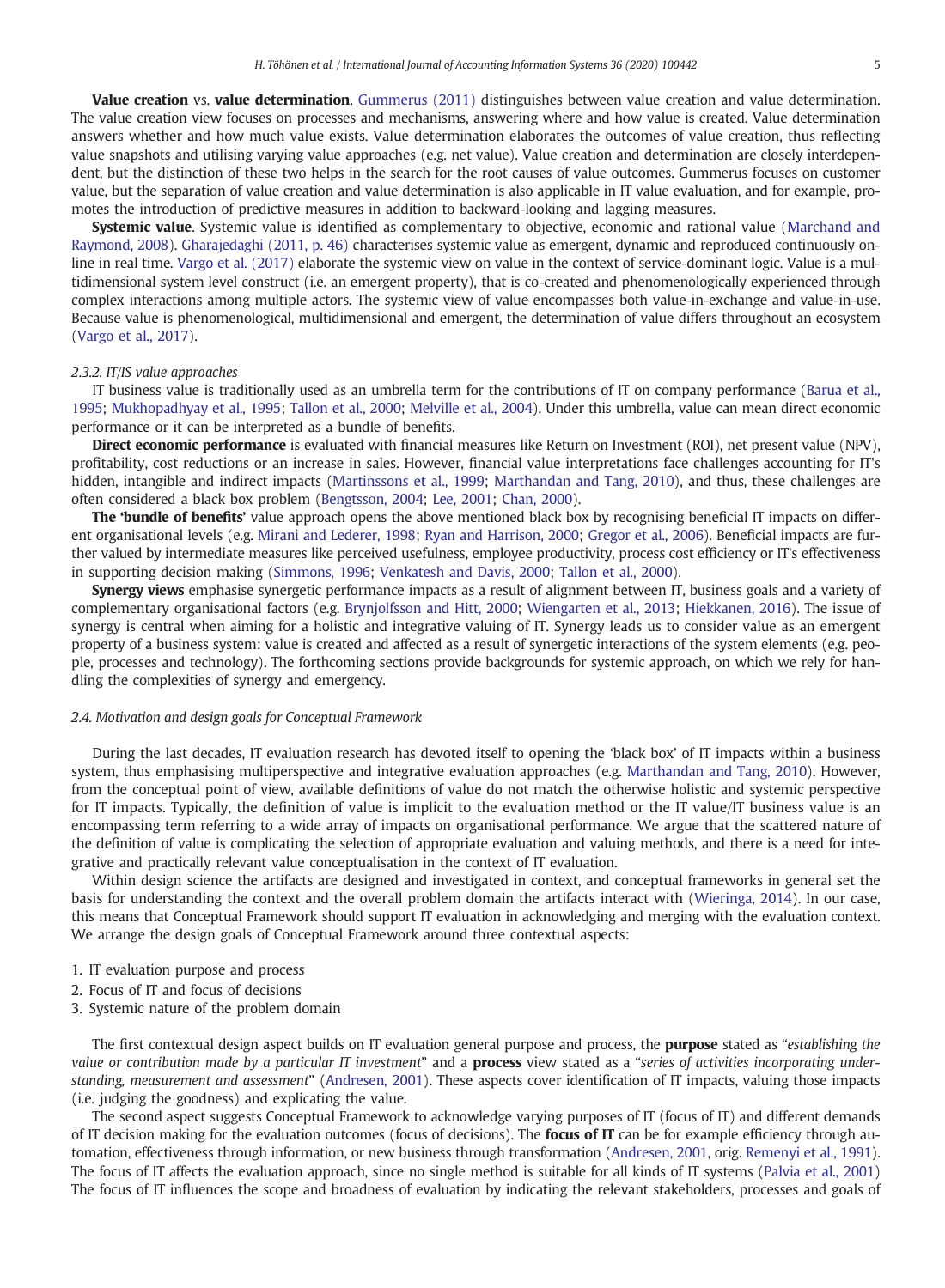**Value creation** vs. **value determination**. Gummerus (2011) distinguishes between value creation and value determination. The value creation view focuses on processes and mechanisms, answering where and how value is created. Value determination answers whether and how much value exists. Value determination elaborates the outcomes of value creation, thus reflecting value snapshots and utilising varying value approaches (e.g. net value). Value creation and determination are closely interdependent, but the distinction of these two helps in the search for the root causes of value outcomes. Gummerus focuses on customer value, but the separation of value creation and value determination is also applicable in IT value evaluation, and for example, promotes the introduction of predictive measures in addition to backward-looking and lagging measures.

**Systemic value**. Systemic value is identified as complementary to objective, economic and rational value (Marchand and Raymond, 2008). Gharajedaghi (2011, p. 46) characterises systemic value as emergent, dynamic and reproduced continuously online in real time. Vargo et al. (2017) elaborate the systemic view on value in the context of service-dominant logic. Value is a multidimensional system level construct (i.e. an emergent property), that is co-created and phenomenologically experienced through complex interactions among multiple actors. The systemic view of value encompasses both value-in-exchange and value-in-use. Because value is phenomenological, multidimensional and emergent, the determination of value differs throughout an ecosystem (Vargo et al., 2017).

#### 2.3.2. IT/IS value approaches

IT business value is traditionally used as an umbrella term for the contributions of IT on company performance (Barua et al., 1995; Mukhopadhyay et al., 1995; Tallon et al., 2000; Melville et al., 2004). Under this umbrella, value can mean direct economic performance or it can be interpreted as a bundle of benefits.

**Direct economic performance** is evaluated with financial measures like Return on Investment (ROI), net present value (NPV), profitability, cost reductions or an increase in sales. However, financial value interpretations face challenges accounting for IT's hidden, intangible and indirect impacts (Martinssons et al., 1999; Marthandan and Tang, 2010), and thus, these challenges are often considered a black box problem (Bengtsson, 2004; Lee, 2001; Chan, 2000).

**The 'bundle of benefits'** value approach opens the above mentioned black box by recognising beneficial IT impacts on different organisational levels (e.g. Mirani and Lederer, 1998; Ryan and Harrison, 2000; Gregor et al., 2006). Beneficial impacts are further valued by intermediate measures like perceived usefulness, employee productivity, process cost efficiency or IT's effectiveness in supporting decision making (Simmons, 1996; Venkatesh and Davis, 2000; Tallon et al., 2000).

**Synergy views** emphasise synergetic performance impacts as a result of alignment between IT, business goals and a variety of complementary organisational factors (e.g. Brynjolfsson and Hitt, 2000; Wiengarten et al., 2013; Hiekkanen, 2016). The issue of synergy is central when aiming for a holistic and integrative valuing of IT. Synergy leads us to consider value as an emergent property of a business system: value is created and affected as a result of synergetic interactions of the system elements (e.g. people, processes and technology). The forthcoming sections provide backgrounds for systemic approach, on which we rely for handling the complexities of synergy and emergency.

### 2.4. Motivation and design goals for Conceptual Framework

During the last decades, IT evaluation research has devoted itself to opening the 'black box' of IT impacts within a business system, thus emphasising multiperspective and integrative evaluation approaches (e.g. Marthandan and Tang, 2010). However, from the conceptual point of view, available definitions of value do not match the otherwise holistic and systemic perspective for IT impacts. Typically, the definition of value is implicit to the evaluation method or the IT value/IT business value is an encompassing term referring to a wide array of impacts on organisational performance. We argue that the scattered nature of the definition of value is complicating the selection of appropriate evaluation and valuing methods, and there is a need for integrative and practically relevant value conceptualisation in the context of IT evaluation.

Within design science the artifacts are designed and investigated in context, and conceptual frameworks in general set the basis for understanding the context and the overall problem domain the artifacts interact with (Wieringa, 2014). In our case, this means that Conceptual Framework should support IT evaluation in acknowledging and merging with the evaluation context. We arrange the design goals of Conceptual Framework around three contextual aspects:

1. IT evaluation purpose and process
2. Focus of IT and focus of decisions
3. Systemic nature of the problem domain

The first contextual design aspect builds on IT evaluation general purpose and process, the **purpose** stated as "*establishing the value or contribution made by a particular IT investment*" and a **process** view stated as a "*series of activities incorporating understanding, measurement and assessment*" (Andresen, 2001). These aspects cover identification of IT impacts, valuing those impacts (i.e. judging the goodness) and explicating the value.

The second aspect suggests Conceptual Framework to acknowledge varying purposes of IT (focus of IT) and different demands of IT decision making for the evaluation outcomes (focus of decisions). The **focus of IT** can be for example efficiency through automation, effectiveness through information, or new business through transformation (Andresen, 2001, orig. Remenyi et al., 1991). The focus of IT affects the evaluation approach, since no single method is suitable for all kinds of IT systems (Palvia et al., 2001) The focus of IT influences the scope and broadness of evaluation by indicating the relevant stakeholders, processes and goals of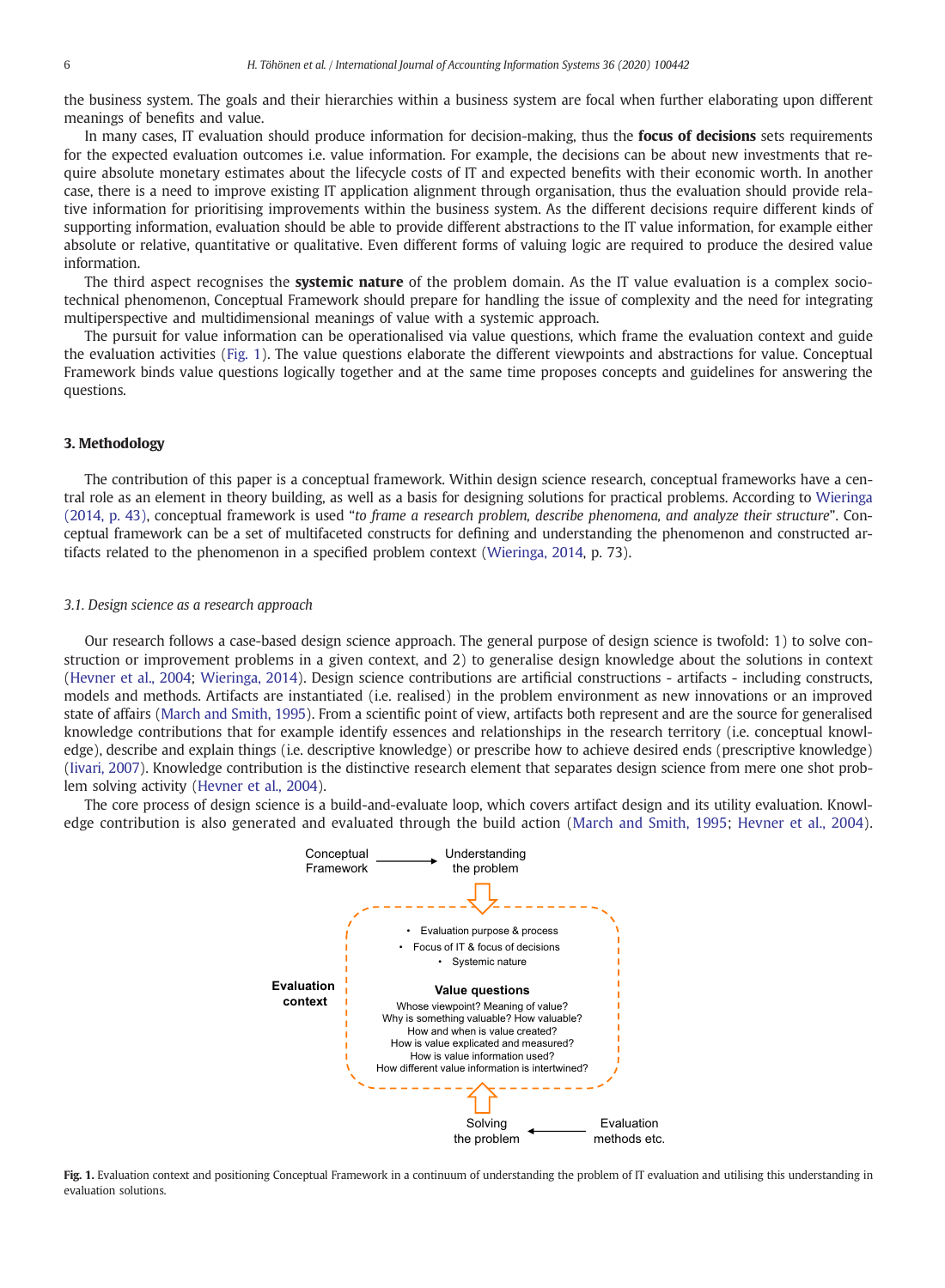the business system. The goals and their hierarchies within a business system are focal when further elaborating upon different meanings of benefits and value.

In many cases, IT evaluation should produce information for decision-making, thus the **focus of decisions** sets requirements for the expected evaluation outcomes i.e. value information. For example, the decisions can be about new investments that require absolute monetary estimates about the lifecycle costs of IT and expected benefits with their economic worth. In another case, there is a need to improve existing IT application alignment through organisation, thus the evaluation should provide relative information for prioritising improvements within the business system. As the different decisions require different kinds of supporting information, evaluation should be able to provide different abstractions to the IT value information, for example either absolute or relative, quantitative or qualitative. Even different forms of valuing logic are required to produce the desired value information.

The third aspect recognises the **systemic nature** of the problem domain. As the IT value evaluation is a complex socio-technical phenomenon, Conceptual Framework should prepare for handling the issue of complexity and the need for integrating multiperspective and multidimensional meanings of value with a systemic approach.

The pursuit for value information can be operationalised via value questions, which frame the evaluation context and guide the evaluation activities (Fig. 1). The value questions elaborate the different viewpoints and abstractions for value. Conceptual Framework binds value questions logically together and at the same time proposes concepts and guidelines for answering the questions.

## 3. Methodology

The contribution of this paper is a conceptual framework. Within design science research, conceptual frameworks have a central role as an element in theory building, as well as a basis for designing solutions for practical problems. According to Wieringa (2014, p. 43), conceptual framework is used "*to frame a research problem, describe phenomena, and analyze their structure*". Conceptual framework can be a set of multifaceted constructs for defining and understanding the phenomenon and constructed artifacts related to the phenomenon in a specified problem context (Wieringa, 2014, p. 73).

### 3.1. Design science as a research approach

Our research follows a case-based design science approach. The general purpose of design science is twofold: 1) to solve construction or improvement problems in a given context, and 2) to generalise design knowledge about the solutions in context (Hevner et al., 2004; Wieringa, 2014). Design science contributions are artificial constructions - artifacts - including constructs, models and methods. Artifacts are instantiated (i.e. realised) in the problem environment as new innovations or an improved state of affairs (March and Smith, 1995). From a scientific point of view, artifacts both represent and are the source for generalised knowledge contributions that for example identify essences and relationships in the research territory (i.e. conceptual knowledge), describe and explain things (i.e. descriptive knowledge) or prescribe how to achieve desired ends (prescriptive knowledge) (Iivari, 2007). Knowledge contribution is the distinctive research element that separates design science from mere one shot problem solving activity (Hevner et al., 2004).

The core process of design science is a build-and-evaluate loop, which covers artifact design and its utility evaluation. Knowledge contribution is also generated and evaluated through the build action (March and Smith, 1995; Hevner et al., 2004).

Conceptual Framework → Understanding the problem

**Evaluation context**

- Evaluation purpose & process
- Focus of IT & focus of decisions
- Systemic nature

**Value questions**

Whose viewpoint? Meaning of value?
Why is something valuable? How valuable?
How and when is value created?
How is value explicated and measured?
How is value information used?
How different value information is intertwined?

Solving the problem ← Evaluation methods etc.

**Fig. 1.** Evaluation context and positioning Conceptual Framework in a continuum of understanding the problem of IT evaluation and utilising this understanding in evaluation solutions.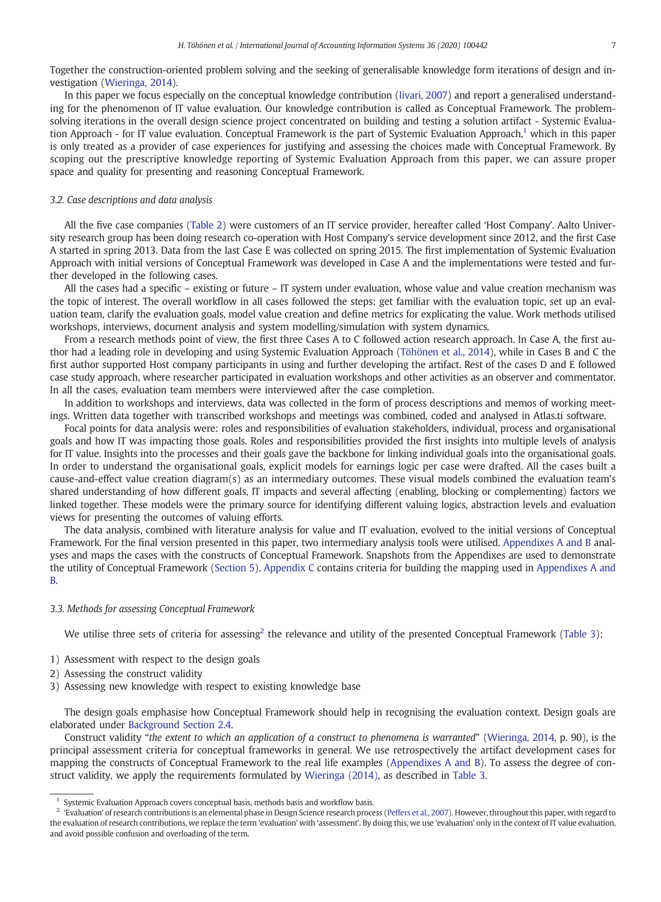Together the construction-oriented problem solving and the seeking of generalisable knowledge form iterations of design and investigation (Wieringa, 2014).

In this paper we focus especially on the conceptual knowledge contribution (Iivari, 2007) and report a generalised understanding for the phenomenon of IT value evaluation. Our knowledge contribution is called as Conceptual Framework. The problem-solving iterations in the overall design science project concentrated on building and testing a solution artifact - Systemic Evaluation Approach - for IT value evaluation. Conceptual Framework is the part of Systemic Evaluation Approach,[1] which in this paper is only treated as a provider of case experiences for justifying and assessing the choices made with Conceptual Framework. By scoping out the prescriptive knowledge reporting of Systemic Evaluation Approach from this paper, we can assure proper space and quality for presenting and reasoning Conceptual Framework.

### 3.2. Case descriptions and data analysis

All the five case companies (Table 2) were customers of an IT service provider, hereafter called 'Host Company'. Aalto University research group has been doing research co-operation with Host Company's service development since 2012, and the first Case A started in spring 2013. Data from the last Case E was collected on spring 2015. The first implementation of Systemic Evaluation Approach with initial versions of Conceptual Framework was developed in Case A and the implementations were tested and further developed in the following cases.

All the cases had a specific – existing or future – IT system under evaluation, whose value and value creation mechanism was the topic of interest. The overall workflow in all cases followed the steps: get familiar with the evaluation topic, set up an evaluation team, clarify the evaluation goals, model value creation and define metrics for explicating the value. Work methods utilised workshops, interviews, document analysis and system modelling/simulation with system dynamics.

From a research methods point of view, the first three Cases A to C followed action research approach. In Case A, the first author had a leading role in developing and using Systemic Evaluation Approach (Töhönen et al., 2014), while in Cases B and C the first author supported Host company participants in using and further developing the artifact. Rest of the cases D and E followed case study approach, where researcher participated in evaluation workshops and other activities as an observer and commentator. In all the cases, evaluation team members were interviewed after the case completion.

In addition to workshops and interviews, data was collected in the form of process descriptions and memos of working meetings. Written data together with transcribed workshops and meetings was combined, coded and analysed in Atlas.ti software.

Focal points for data analysis were: roles and responsibilities of evaluation stakeholders, individual, process and organisational goals and how IT was impacting those goals. Roles and responsibilities provided the first insights into multiple levels of analysis for IT value. Insights into the processes and their goals gave the backbone for linking individual goals into the organisational goals. In order to understand the organisational goals, explicit models for earnings logic per case were drafted. All the cases built a cause-and-effect value creation diagram(s) as an intermediary outcomes. These visual models combined the evaluation team's shared understanding of how different goals, IT impacts and several affecting (enabling, blocking or complementing) factors we linked together. These models were the primary source for identifying different valuing logics, abstraction levels and evaluation views for presenting the outcomes of valuing efforts.

The data analysis, combined with literature analysis for value and IT evaluation, evolved to the initial versions of Conceptual Framework. For the final version presented in this paper, two intermediary analysis tools were utilised. Appendixes A and B analyses and maps the cases with the constructs of Conceptual Framework. Snapshots from the Appendixes are used to demonstrate the utility of Conceptual Framework (Section 5). Appendix C contains criteria for building the mapping used in Appendixes A and B.

### 3.3. Methods for assessing Conceptual Framework

We utilise three sets of criteria for assessing[2] the relevance and utility of the presented Conceptual Framework (Table 3):

1) Assessment with respect to the design goals
2) Assessing the construct validity
3) Assessing new knowledge with respect to existing knowledge base

The design goals emphasise how Conceptual Framework should help in recognising the evaluation context. Design goals are elaborated under Background Section 2.4.

Construct validity "*the extent to which an application of a construct to phenomena is warranted*" (Wieringa, 2014, p. 90), is the principal assessment criteria for conceptual frameworks in general. We use retrospectively the artifact development cases for mapping the constructs of Conceptual Framework to the real life examples (Appendixes A and B). To assess the degree of construct validity, we apply the requirements formulated by Wieringa (2014), as described in Table 3.

---

[1] Systemic Evaluation Approach covers conceptual basis, methods basis and workflow basis.

[2] 'Evaluation' of research contributions is an elemental phase in Design Science research process (Peffers et al., 2007). However, throughout this paper, with regard to the evaluation of research contributions, we replace the term 'evaluation' with 'assessment'. By doing this, we use 'evaluation' only in the context of IT value evaluation, and avoid possible confusion and overloading of the term.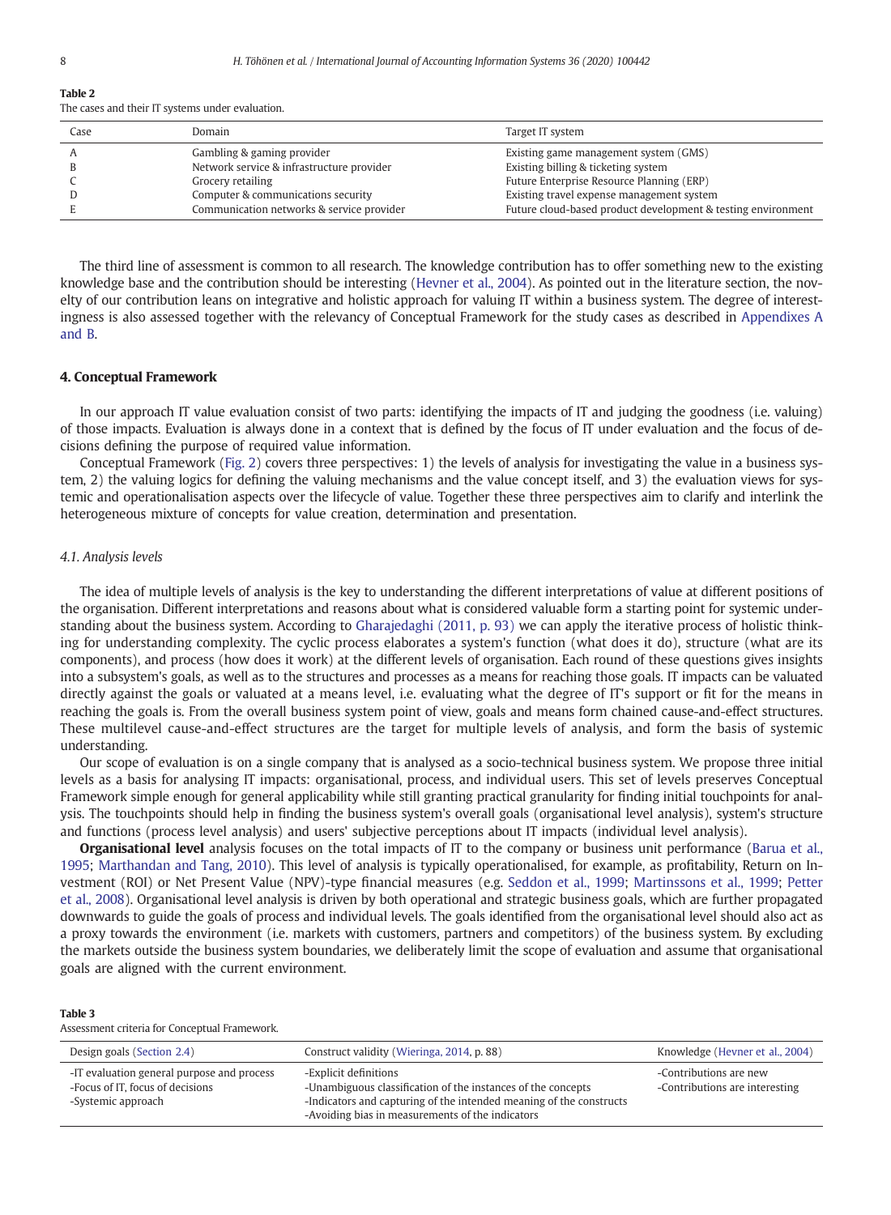**Table 2**
The cases and their IT systems under evaluation.

| Case | Domain | Target IT system |
|---|---|---|
| A | Gambling & gaming provider | Existing game management system (GMS) |
| B | Network service & infrastructure provider | Existing billing & ticketing system |
| C | Grocery retailing | Future Enterprise Resource Planning (ERP) |
| D | Computer & communications security | Existing travel expense management system |
| E | Communication networks & service provider | Future cloud-based product development & testing environment |

The third line of assessment is common to all research. The knowledge contribution has to offer something new to the existing knowledge base and the contribution should be interesting (Hevner et al., 2004). As pointed out in the literature section, the novelty of our contribution leans on integrative and holistic approach for valuing IT within a business system. The degree of interestingness is also assessed together with the relevancy of Conceptual Framework for the study cases as described in Appendixes A and B.

## 4. Conceptual Framework

In our approach IT value evaluation consist of two parts: identifying the impacts of IT and judging the goodness (i.e. valuing) of those impacts. Evaluation is always done in a context that is defined by the focus of IT under evaluation and the focus of decisions defining the purpose of required value information.

Conceptual Framework (Fig. 2) covers three perspectives: 1) the levels of analysis for investigating the value in a business system, 2) the valuing logics for defining the valuing mechanisms and the value concept itself, and 3) the evaluation views for systemic and operationalisation aspects over the lifecycle of value. Together these three perspectives aim to clarify and interlink the heterogeneous mixture of concepts for value creation, determination and presentation.

### *4.1. Analysis levels*

The idea of multiple levels of analysis is the key to understanding the different interpretations of value at different positions of the organisation. Different interpretations and reasons about what is considered valuable form a starting point for systemic understanding about the business system. According to Gharajedaghi (2011, p. 93) we can apply the iterative process of holistic thinking for understanding complexity. The cyclic process elaborates a system's function (what does it do), structure (what are its components), and process (how does it work) at the different levels of organisation. Each round of these questions gives insights into a subsystem's goals, as well as to the structures and processes as a means for reaching those goals. IT impacts can be valuated directly against the goals or valuated at a means level, i.e. evaluating what the degree of IT's support or fit for the means in reaching the goals is. From the overall business system point of view, goals and means form chained cause-and-effect structures. These multilevel cause-and-effect structures are the target for multiple levels of analysis, and form the basis of systemic understanding.

Our scope of evaluation is on a single company that is analysed as a socio-technical business system. We propose three initial levels as a basis for analysing IT impacts: organisational, process, and individual users. This set of levels preserves Conceptual Framework simple enough for general applicability while still granting practical granularity for finding initial touchpoints for analysis. The touchpoints should help in finding the business system's overall goals (organisational level analysis), system's structure and functions (process level analysis) and users' subjective perceptions about IT impacts (individual level analysis).

**Organisational level** analysis focuses on the total impacts of IT to the company or business unit performance (Barua et al., 1995; Marthandan and Tang, 2010). This level of analysis is typically operationalised, for example, as profitability, Return on Investment (ROI) or Net Present Value (NPV)-type financial measures (e.g. Seddon et al., 1999; Martinssons et al., 1999; Petter et al., 2008). Organisational level analysis is driven by both operational and strategic business goals, which are further propagated downwards to guide the goals of process and individual levels. The goals identified from the organisational level should also act as a proxy towards the environment (i.e. markets with customers, partners and competitors) of the business system. By excluding the markets outside the business system boundaries, we deliberately limit the scope of evaluation and assume that organisational goals are aligned with the current environment.

**Table 3**
Assessment criteria for Conceptual Framework.

| Design goals (Section 2.4) | Construct validity (Wieringa, 2014, p. 88) | Knowledge (Hevner et al., 2004) |
|---|---|---|
| -IT evaluation general purpose and process<br>-Focus of IT, focus of decisions<br>-Systemic approach | -Explicit definitions<br>-Unambiguous classification of the instances of the concepts<br>-Indicators and capturing of the intended meaning of the constructs<br>-Avoiding bias in measurements of the indicators | -Contributions are new<br>-Contributions are interesting |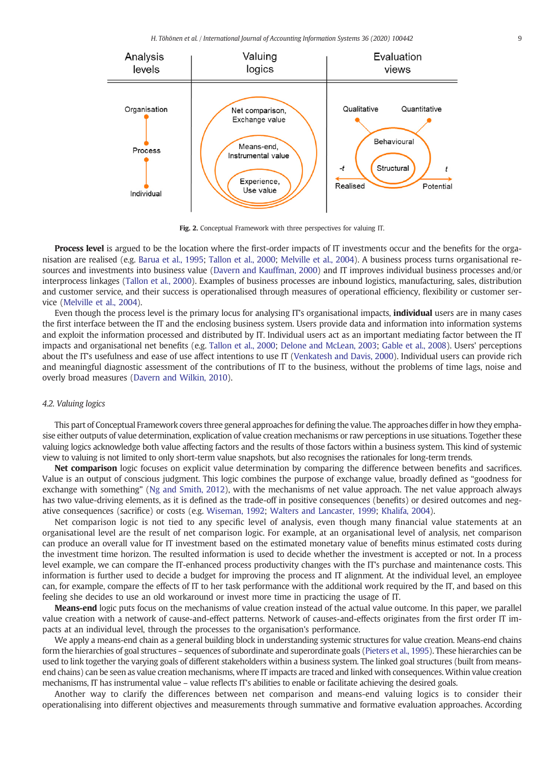| Analysis levels | Valuing logics | Evaluation views |
| --- | --- | --- |
| Organisation | Net comparison, Exchange value | Qualitative, Quantitative |
| Process | Means-end, Instrumental value | Behavioural, Structural |
| Individual | Experience, Use value | -t Realised, t Potential |

**Fig. 2.** Conceptual Framework with three perspectives for valuing IT.

**Process level** is argued to be the location where the first-order impacts of IT investments occur and the benefits for the organisation are realised (e.g. Barua et al., 1995; Tallon et al., 2000; Melville et al., 2004). A business process turns organisational resources and investments into business value (Davern and Kauffman, 2000) and IT improves individual business processes and/or interprocess linkages (Tallon et al., 2000). Examples of business processes are inbound logistics, manufacturing, sales, distribution and customer service, and their success is operationalised through measures of operational efficiency, flexibility or customer service (Melville et al., 2004).

Even though the process level is the primary locus for analysing IT's organisational impacts, **individual** users are in many cases the first interface between the IT and the enclosing business system. Users provide data and information into information systems and exploit the information processed and distributed by IT. Individual users act as an important mediating factor between the IT impacts and organisational net benefits (e.g. Tallon et al., 2000; Delone and McLean, 2003; Gable et al., 2008). Users' perceptions about the IT's usefulness and ease of use affect intentions to use IT (Venkatesh and Davis, 2000). Individual users can provide rich and meaningful diagnostic assessment of the contributions of IT to the business, without the problems of time lags, noise and overly broad measures (Davern and Wilkin, 2010).

### 4.2. Valuing logics

This part of Conceptual Framework covers three general approaches for defining the value. The approaches differ in how they emphasise either outputs of value determination, explication of value creation mechanisms or raw perceptions in use situations. Together these valuing logics acknowledge both value affecting factors and the results of those factors within a business system. This kind of systemic view to valuing is not limited to only short-term value snapshots, but also recognises the rationales for long-term trends.

**Net comparison** logic focuses on explicit value determination by comparing the difference between benefits and sacrifices. Value is an output of conscious judgment. This logic combines the purpose of exchange value, broadly defined as "goodness for exchange with something" (Ng and Smith, 2012), with the mechanisms of net value approach. The net value approach always has two value-driving elements, as it is defined as the trade-off in positive consequences (benefits) or desired outcomes and negative consequences (sacrifice) or costs (e.g. Wiseman, 1992; Walters and Lancaster, 1999; Khalifa, 2004).

Net comparison logic is not tied to any specific level of analysis, even though many financial value statements at an organisational level are the result of net comparison logic. For example, at an organisational level of analysis, net comparison can produce an overall value for IT investment based on the estimated monetary value of benefits minus estimated costs during the investment time horizon. The resulted information is used to decide whether the investment is accepted or not. In a process level example, we can compare the IT-enhanced process productivity changes with the IT's purchase and maintenance costs. This information is further used to decide a budget for improving the process and IT alignment. At the individual level, an employee can, for example, compare the effects of IT to her task performance with the additional work required by the IT, and based on this feeling she decides to use an old workaround or invest more time in practicing the usage of IT.

**Means-end** logic puts focus on the mechanisms of value creation instead of the actual value outcome. In this paper, we parallel value creation with a network of cause-and-effect patterns. Network of causes-and-effects originates from the first order IT impacts at an individual level, through the processes to the organisation's performance.

We apply a means-end chain as a general building block in understanding systemic structures for value creation. Means-end chains form the hierarchies of goal structures – sequences of subordinate and superordinate goals (Pieters et al., 1995). These hierarchies can be used to link together the varying goals of different stakeholders within a business system. The linked goal structures (built from means-end chains) can be seen as value creation mechanisms, where IT impacts are traced and linked with consequences. Within value creation mechanisms, IT has instrumental value – value reflects IT's abilities to enable or facilitate achieving the desired goals.

Another way to clarify the differences between net comparison and means-end valuing logics is to consider their operationalising into different objectives and measurements through summative and formative evaluation approaches. According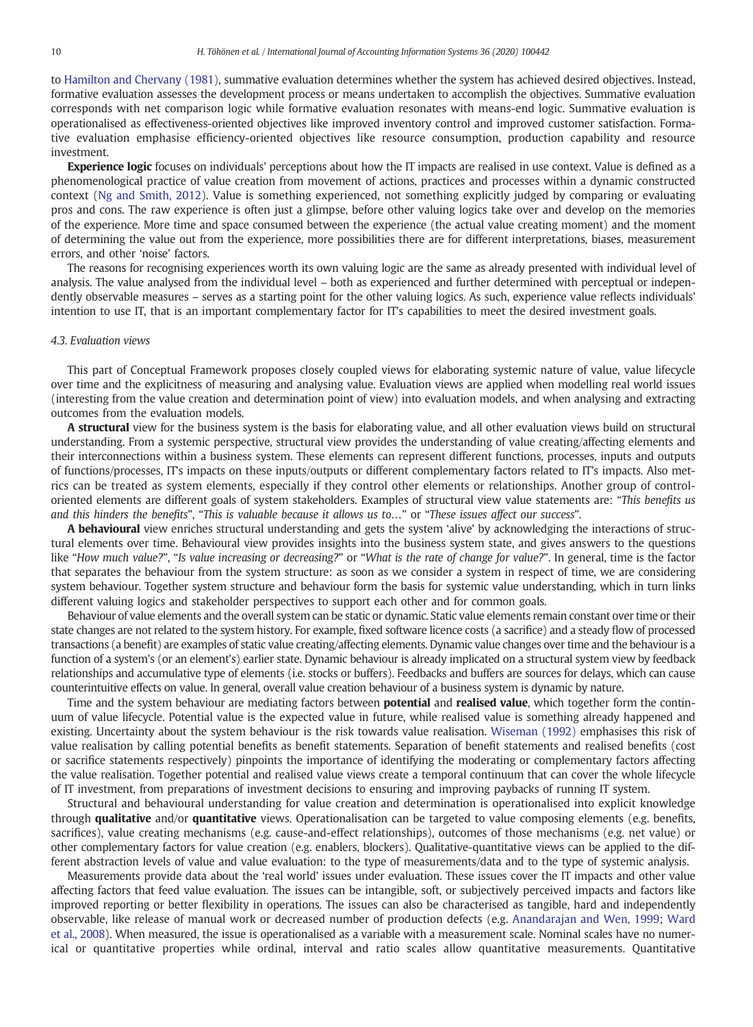to Hamilton and Chervany (1981), summative evaluation determines whether the system has achieved desired objectives. Instead, formative evaluation assesses the development process or means undertaken to accomplish the objectives. Summative evaluation corresponds with net comparison logic while formative evaluation resonates with means-end logic. Summative evaluation is operationalised as effectiveness-oriented objectives like improved inventory control and improved customer satisfaction. Formative evaluation emphasise efficiency-oriented objectives like resource consumption, production capability and resource investment.

**Experience logic** focuses on individuals' perceptions about how the IT impacts are realised in use context. Value is defined as a phenomenological practice of value creation from movement of actions, practices and processes within a dynamic constructed context (Ng and Smith, 2012). Value is something experienced, not something explicitly judged by comparing or evaluating pros and cons. The raw experience is often just a glimpse, before other valuing logics take over and develop on the memories of the experience. More time and space consumed between the experience (the actual value creating moment) and the moment of determining the value out from the experience, more possibilities there are for different interpretations, biases, measurement errors, and other 'noise' factors.

The reasons for recognising experiences worth its own valuing logic are the same as already presented with individual level of analysis. The value analysed from the individual level – both as experienced and further determined with perceptual or independently observable measures – serves as a starting point for the other valuing logics. As such, experience value reflects individuals' intention to use IT, that is an important complementary factor for IT's capabilities to meet the desired investment goals.

### 4.3. Evaluation views

This part of Conceptual Framework proposes closely coupled views for elaborating systemic nature of value, value lifecycle over time and the explicitness of measuring and analysing value. Evaluation views are applied when modelling real world issues (interesting from the value creation and determination point of view) into evaluation models, and when analysing and extracting outcomes from the evaluation models.

**A structural** view for the business system is the basis for elaborating value, and all other evaluation views build on structural understanding. From a systemic perspective, structural view provides the understanding of value creating/affecting elements and their interconnections within a business system. These elements can represent different functions, processes, inputs and outputs of functions/processes, IT's impacts on these inputs/outputs or different complementary factors related to IT's impacts. Also metrics can be treated as system elements, especially if they control other elements or relationships. Another group of control-oriented elements are different goals of system stakeholders. Examples of structural view value statements are: "*This benefits us and this hinders the benefits*", "*This is valuable because it allows us to…*" or "*These issues affect our success*".

**A behavioural** view enriches structural understanding and gets the system 'alive' by acknowledging the interactions of structural elements over time. Behavioural view provides insights into the business system state, and gives answers to the questions like "*How much value?*", "*Is value increasing or decreasing?*" or "*What is the rate of change for value?*". In general, time is the factor that separates the behaviour from the system structure: as soon as we consider a system in respect of time, we are considering system behaviour. Together system structure and behaviour form the basis for systemic value understanding, which in turn links different valuing logics and stakeholder perspectives to support each other and for common goals.

Behaviour of value elements and the overall system can be static or dynamic. Static value elements remain constant over time or their state changes are not related to the system history. For example, fixed software licence costs (a sacrifice) and a steady flow of processed transactions (a benefit) are examples of static value creating/affecting elements. Dynamic value changes over time and the behaviour is a function of a system's (or an element's) earlier state. Dynamic behaviour is already implicated on a structural system view by feedback relationships and accumulative type of elements (i.e. stocks or buffers). Feedbacks and buffers are sources for delays, which can cause counterintuitive effects on value. In general, overall value creation behaviour of a business system is dynamic by nature.

Time and the system behaviour are mediating factors between **potential** and **realised value**, which together form the continuum of value lifecycle. Potential value is the expected value in future, while realised value is something already happened and existing. Uncertainty about the system behaviour is the risk towards value realisation. Wiseman (1992) emphasises this risk of value realisation by calling potential benefits as benefit statements. Separation of benefit statements and realised benefits (cost or sacrifice statements respectively) pinpoints the importance of identifying the moderating or complementary factors affecting the value realisation. Together potential and realised value views create a temporal continuum that can cover the whole lifecycle of IT investment, from preparations of investment decisions to ensuring and improving paybacks of running IT system.

Structural and behavioural understanding for value creation and determination is operationalised into explicit knowledge through **qualitative** and/or **quantitative** views. Operationalisation can be targeted to value composing elements (e.g. benefits, sacrifices), value creating mechanisms (e.g. cause-and-effect relationships), outcomes of those mechanisms (e.g. net value) or other complementary factors for value creation (e.g. enablers, blockers). Qualitative-quantitative views can be applied to the different abstraction levels of value and value evaluation: to the type of measurements/data and to the type of systemic analysis.

Measurements provide data about the 'real world' issues under evaluation. These issues cover the IT impacts and other value affecting factors that feed value evaluation. The issues can be intangible, soft, or subjectively perceived impacts and factors like improved reporting or better flexibility in operations. The issues can also be characterised as tangible, hard and independently observable, like release of manual work or decreased number of production defects (e.g. Anandarajan and Wen, 1999; Ward et al., 2008). When measured, the issue is operationalised as a variable with a measurement scale. Nominal scales have no numerical or quantitative properties while ordinal, interval and ratio scales allow quantitative measurements. Quantitative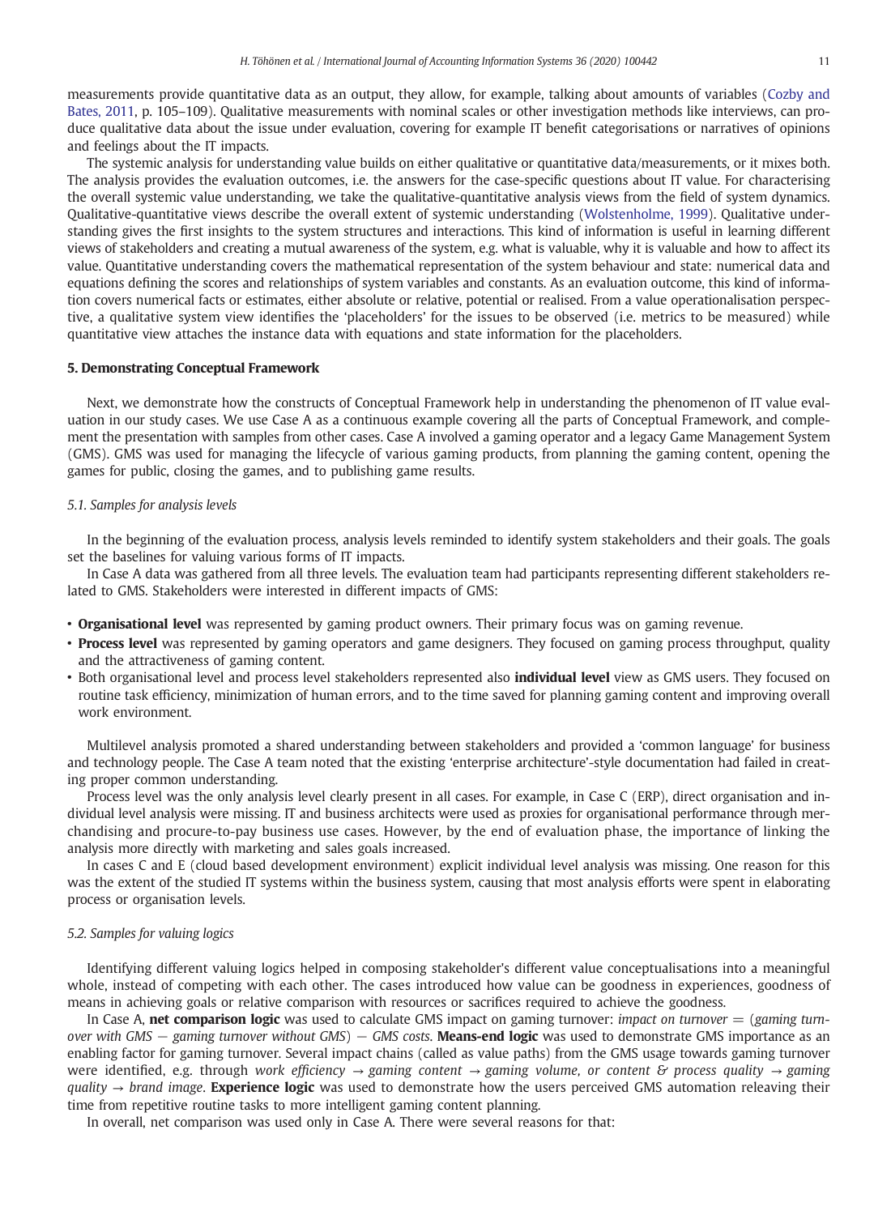measurements provide quantitative data as an output, they allow, for example, talking about amounts of variables (Cozby and Bates, 2011, p. 105–109). Qualitative measurements with nominal scales or other investigation methods like interviews, can produce qualitative data about the issue under evaluation, covering for example IT benefit categorisations or narratives of opinions and feelings about the IT impacts.

The systemic analysis for understanding value builds on either qualitative or quantitative data/measurements, or it mixes both. The analysis provides the evaluation outcomes, i.e. the answers for the case-specific questions about IT value. For characterising the overall systemic value understanding, we take the qualitative-quantitative analysis views from the field of system dynamics. Qualitative-quantitative views describe the overall extent of systemic understanding (Wolstenholme, 1999). Qualitative understanding gives the first insights to the system structures and interactions. This kind of information is useful in learning different views of stakeholders and creating a mutual awareness of the system, e.g. what is valuable, why it is valuable and how to affect its value. Quantitative understanding covers the mathematical representation of the system behaviour and state: numerical data and equations defining the scores and relationships of system variables and constants. As an evaluation outcome, this kind of information covers numerical facts or estimates, either absolute or relative, potential or realised. From a value operationalisation perspective, a qualitative system view identifies the 'placeholders' for the issues to be observed (i.e. metrics to be measured) while quantitative view attaches the instance data with equations and state information for the placeholders.

## 5. Demonstrating Conceptual Framework

Next, we demonstrate how the constructs of Conceptual Framework help in understanding the phenomenon of IT value evaluation in our study cases. We use Case A as a continuous example covering all the parts of Conceptual Framework, and complement the presentation with samples from other cases. Case A involved a gaming operator and a legacy Game Management System (GMS). GMS was used for managing the lifecycle of various gaming products, from planning the gaming content, opening the games for public, closing the games, and to publishing game results.

### 5.1. Samples for analysis levels

In the beginning of the evaluation process, analysis levels reminded to identify system stakeholders and their goals. The goals set the baselines for valuing various forms of IT impacts.

In Case A data was gathered from all three levels. The evaluation team had participants representing different stakeholders related to GMS. Stakeholders were interested in different impacts of GMS:

- **Organisational level** was represented by gaming product owners. Their primary focus was on gaming revenue.
- **Process level** was represented by gaming operators and game designers. They focused on gaming process throughput, quality and the attractiveness of gaming content.
- Both organisational level and process level stakeholders represented also **individual level** view as GMS users. They focused on routine task efficiency, minimization of human errors, and to the time saved for planning gaming content and improving overall work environment.

Multilevel analysis promoted a shared understanding between stakeholders and provided a 'common language' for business and technology people. The Case A team noted that the existing 'enterprise architecture'-style documentation had failed in creating proper common understanding.

Process level was the only analysis level clearly present in all cases. For example, in Case C (ERP), direct organisation and individual level analysis were missing. IT and business architects were used as proxies for organisational performance through merchandising and procure-to-pay business use cases. However, by the end of evaluation phase, the importance of linking the analysis more directly with marketing and sales goals increased.

In cases C and E (cloud based development environment) explicit individual level analysis was missing. One reason for this was the extent of the studied IT systems within the business system, causing that most analysis efforts were spent in elaborating process or organisation levels.

### 5.2. Samples for valuing logics

Identifying different valuing logics helped in composing stakeholder's different value conceptualisations into a meaningful whole, instead of competing with each other. The cases introduced how value can be goodness in experiences, goodness of means in achieving goals or relative comparison with resources or sacrifices required to achieve the goodness.

In Case A, **net comparison logic** was used to calculate GMS impact on gaming turnover: *impact on turnover* = (*gaming turnover with GMS* − *gaming turnover without GMS*) − *GMS costs*. **Means-end logic** was used to demonstrate GMS importance as an enabling factor for gaming turnover. Several impact chains (called as value paths) from the GMS usage towards gaming turnover were identified, e.g. through *work efficiency* → *gaming content* → *gaming volume, or content & process quality* → *gaming quality* → *brand image*. **Experience logic** was used to demonstrate how the users perceived GMS automation releaving their time from repetitive routine tasks to more intelligent gaming content planning.

In overall, net comparison was used only in Case A. There were several reasons for that: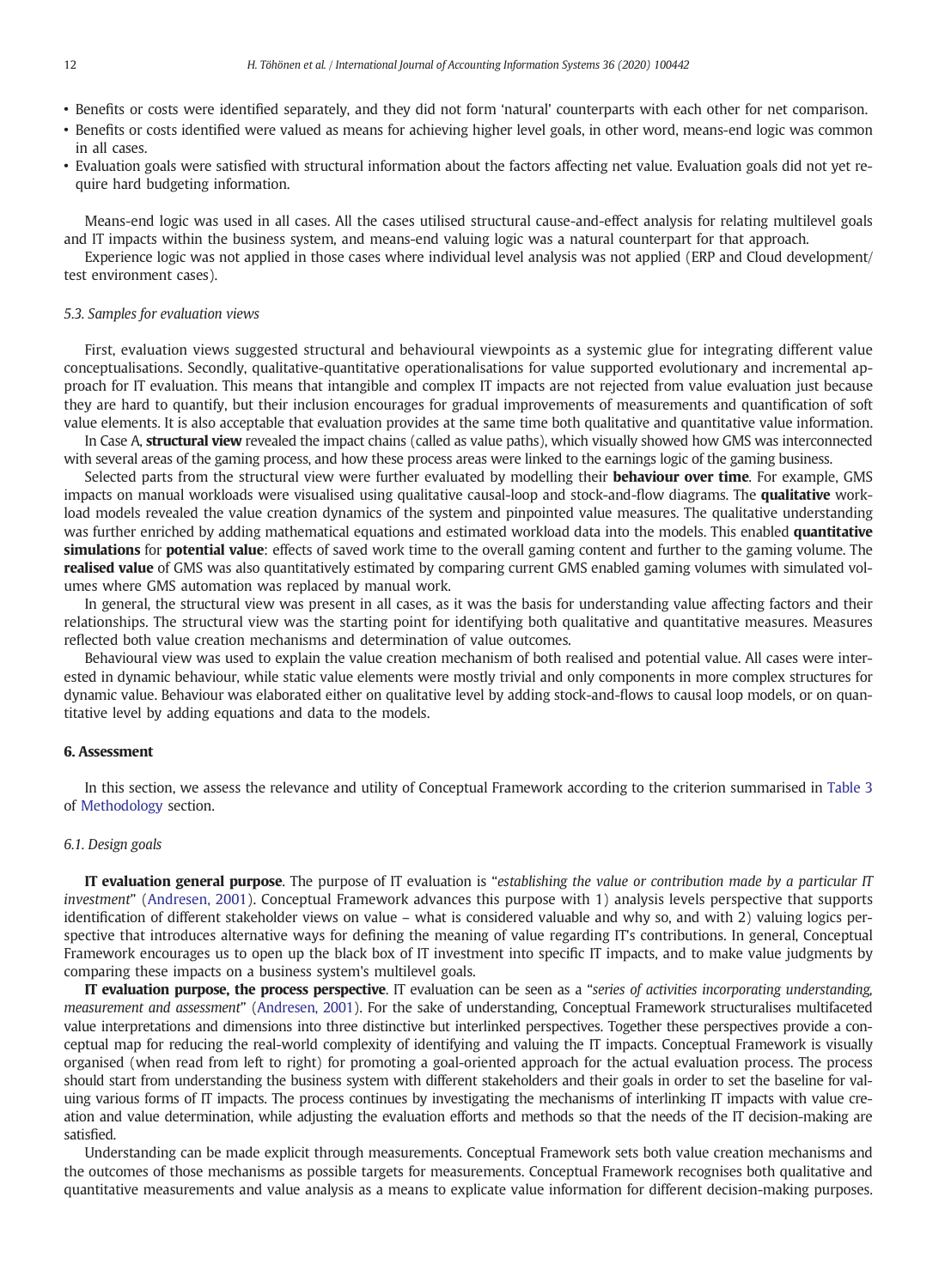- Benefits or costs were identified separately, and they did not form 'natural' counterparts with each other for net comparison.
- Benefits or costs identified were valued as means for achieving higher level goals, in other word, means-end logic was common in all cases.
- Evaluation goals were satisfied with structural information about the factors affecting net value. Evaluation goals did not yet require hard budgeting information.

Means-end logic was used in all cases. All the cases utilised structural cause-and-effect analysis for relating multilevel goals and IT impacts within the business system, and means-end valuing logic was a natural counterpart for that approach.

Experience logic was not applied in those cases where individual level analysis was not applied (ERP and Cloud development/test environment cases).

### 5.3. Samples for evaluation views

First, evaluation views suggested structural and behavioural viewpoints as a systemic glue for integrating different value conceptualisations. Secondly, qualitative-quantitative operationalisations for value supported evolutionary and incremental approach for IT evaluation. This means that intangible and complex IT impacts are not rejected from value evaluation just because they are hard to quantify, but their inclusion encourages for gradual improvements of measurements and quantification of soft value elements. It is also acceptable that evaluation provides at the same time both qualitative and quantitative value information.

In Case A, **structural view** revealed the impact chains (called as value paths), which visually showed how GMS was interconnected with several areas of the gaming process, and how these process areas were linked to the earnings logic of the gaming business.

Selected parts from the structural view were further evaluated by modelling their **behaviour over time**. For example, GMS impacts on manual workloads were visualised using qualitative causal-loop and stock-and-flow diagrams. The **qualitative** workload models revealed the value creation dynamics of the system and pinpointed value measures. The qualitative understanding was further enriched by adding mathematical equations and estimated workload data into the models. This enabled **quantitative simulations** for **potential value**: effects of saved work time to the overall gaming content and further to the gaming volume. The **realised value** of GMS was also quantitatively estimated by comparing current GMS enabled gaming volumes with simulated volumes where GMS automation was replaced by manual work.

In general, the structural view was present in all cases, as it was the basis for understanding value affecting factors and their relationships. The structural view was the starting point for identifying both qualitative and quantitative measures. Measures reflected both value creation mechanisms and determination of value outcomes.

Behavioural view was used to explain the value creation mechanism of both realised and potential value. All cases were interested in dynamic behaviour, while static value elements were mostly trivial and only components in more complex structures for dynamic value. Behaviour was elaborated either on qualitative level by adding stock-and-flows to causal loop models, or on quantitative level by adding equations and data to the models.

## 6. Assessment

In this section, we assess the relevance and utility of Conceptual Framework according to the criterion summarised in Table 3 of Methodology section.

### 6.1. Design goals

**IT evaluation general purpose**. The purpose of IT evaluation is "*establishing the value or contribution made by a particular IT investment*" (Andresen, 2001). Conceptual Framework advances this purpose with 1) analysis levels perspective that supports identification of different stakeholder views on value – what is considered valuable and why so, and with 2) valuing logics perspective that introduces alternative ways for defining the meaning of value regarding IT's contributions. In general, Conceptual Framework encourages us to open up the black box of IT investment into specific IT impacts, and to make value judgments by comparing these impacts on a business system's multilevel goals.

**IT evaluation purpose, the process perspective**. IT evaluation can be seen as a "*series of activities incorporating understanding, measurement and assessment*" (Andresen, 2001). For the sake of understanding, Conceptual Framework structuralises multifaceted value interpretations and dimensions into three distinctive but interlinked perspectives. Together these perspectives provide a conceptual map for reducing the real-world complexity of identifying and valuing the IT impacts. Conceptual Framework is visually organised (when read from left to right) for promoting a goal-oriented approach for the actual evaluation process. The process should start from understanding the business system with different stakeholders and their goals in order to set the baseline for valuing various forms of IT impacts. The process continues by investigating the mechanisms of interlinking IT impacts with value creation and value determination, while adjusting the evaluation efforts and methods so that the needs of the IT decision-making are satisfied.

Understanding can be made explicit through measurements. Conceptual Framework sets both value creation mechanisms and the outcomes of those mechanisms as possible targets for measurements. Conceptual Framework recognises both qualitative and quantitative measurements and value analysis as a means to explicate value information for different decision-making purposes.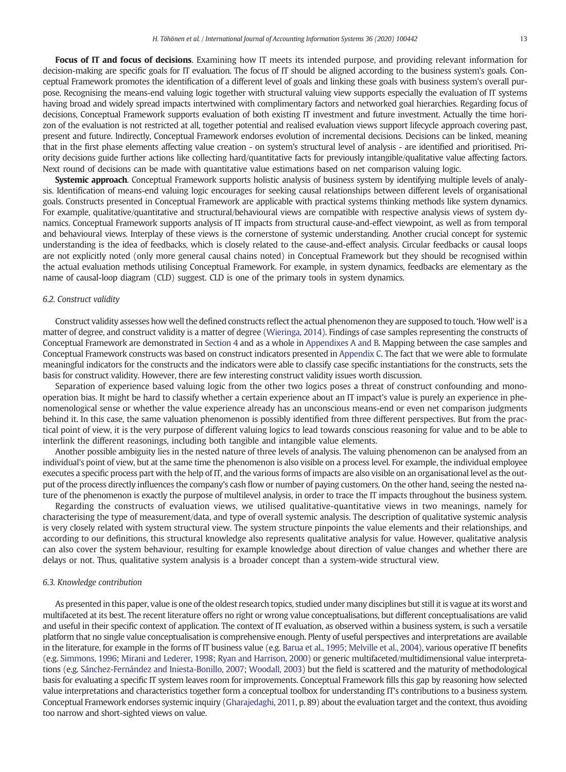**Focus of IT and focus of decisions**. Examining how IT meets its intended purpose, and providing relevant information for decision-making are specific goals for IT evaluation. The focus of IT should be aligned according to the business system's goals. Conceptual Framework promotes the identification of a different level of goals and linking these goals with business system's overall purpose. Recognising the means-end valuing logic together with structural valuing view supports especially the evaluation of IT systems having broad and widely spread impacts intertwined with complimentary factors and networked goal hierarchies. Regarding focus of decisions, Conceptual Framework supports evaluation of both existing IT investment and future investment. Actually the time horizon of the evaluation is not restricted at all, together potential and realised evaluation views support lifecycle approach covering past, present and future. Indirectly, Conceptual Framework endorses evolution of incremental decisions. Decisions can be linked, meaning that in the first phase elements affecting value creation - on system's structural level of analysis - are identified and prioritised. Priority decisions guide further actions like collecting hard/quantitative facts for previously intangible/qualitative value affecting factors. Next round of decisions can be made with quantitative value estimations based on net comparison valuing logic.

**Systemic approach**. Conceptual Framework supports holistic analysis of business system by identifying multiple levels of analysis. Identification of means-end valuing logic encourages for seeking causal relationships between different levels of organisational goals. Constructs presented in Conceptual Framework are applicable with practical systems thinking methods like system dynamics. For example, qualitative/quantitative and structural/behavioural views are compatible with respective analysis views of system dynamics. Conceptual Framework supports analysis of IT impacts from structural cause-and-effect viewpoint, as well as from temporal and behavioural views. Interplay of these views is the cornerstone of systemic understanding. Another crucial concept for systemic understanding is the idea of feedbacks, which is closely related to the cause-and-effect analysis. Circular feedbacks or causal loops are not explicitly noted (only more general causal chains noted) in Conceptual Framework but they should be recognised within the actual evaluation methods utilising Conceptual Framework. For example, in system dynamics, feedbacks are elementary as the name of causal-loop diagram (CLD) suggest. CLD is one of the primary tools in system dynamics.

### 6.2. Construct validity

Construct validity assesses how well the defined constructs reflect the actual phenomenon they are supposed to touch. 'How well' is a matter of degree, and construct validity is a matter of degree (Wieringa, 2014). Findings of case samples representing the constructs of Conceptual Framework are demonstrated in Section 4 and as a whole in Appendixes A and B. Mapping between the case samples and Conceptual Framework constructs was based on construct indicators presented in Appendix C. The fact that we were able to formulate meaningful indicators for the constructs and the indicators were able to classify case specific instantiations for the constructs, sets the basis for construct validity. However, there are few interesting construct validity issues worth discussion.

Separation of experience based valuing logic from the other two logics poses a threat of construct confounding and mono-operation bias. It might be hard to classify whether a certain experience about an IT impact's value is purely an experience in phenomenological sense or whether the value experience already has an unconscious means-end or even net comparison judgments behind it. In this case, the same valuation phenomenon is possibly identified from three different perspectives. But from the practical point of view, it is the very purpose of different valuing logics to lead towards conscious reasoning for value and to be able to interlink the different reasonings, including both tangible and intangible value elements.

Another possible ambiguity lies in the nested nature of three levels of analysis. The valuing phenomenon can be analysed from an individual's point of view, but at the same time the phenomenon is also visible on a process level. For example, the individual employee executes a specific process part with the help of IT, and the various forms of impacts are also visible on an organisational level as the output of the process directly influences the company's cash flow or number of paying customers. On the other hand, seeing the nested nature of the phenomenon is exactly the purpose of multilevel analysis, in order to trace the IT impacts throughout the business system.

Regarding the constructs of evaluation views, we utilised qualitative-quantitative views in two meanings, namely for characterising the type of measurement/data, and type of overall systemic analysis. The description of qualitative systemic analysis is very closely related with system structural view. The system structure pinpoints the value elements and their relationships, and according to our definitions, this structural knowledge also represents qualitative analysis for value. However, qualitative analysis can also cover the system behaviour, resulting for example knowledge about direction of value changes and whether there are delays or not. Thus, qualitative system analysis is a broader concept than a system-wide structural view.

### 6.3. Knowledge contribution

As presented in this paper, value is one of the oldest research topics, studied under many disciplines but still it is vague at its worst and multifaceted at its best. The recent literature offers no right or wrong value conceptualisations, but different conceptualisations are valid and useful in their specific context of application. The context of IT evaluation, as observed within a business system, is such a versatile platform that no single value conceptualisation is comprehensive enough. Plenty of useful perspectives and interpretations are available in the literature, for example in the forms of IT business value (e.g. Barua et al., 1995; Melville et al., 2004), various operative IT benefits (e.g. Simmons, 1996; Mirani and Lederer, 1998; Ryan and Harrison, 2000) or generic multifaceted/multidimensional value interpretations (e.g. Sánchez-Fernández and Iniesta-Bonillo, 2007; Woodall, 2003) but the field is scattered and the maturity of methodological basis for evaluating a specific IT system leaves room for improvements. Conceptual Framework fills this gap by reasoning how selected value interpretations and characteristics together form a conceptual toolbox for understanding IT's contributions to a business system. Conceptual Framework endorses systemic inquiry (Gharajedaghi, 2011, p. 89) about the evaluation target and the context, thus avoiding too narrow and short-sighted views on value.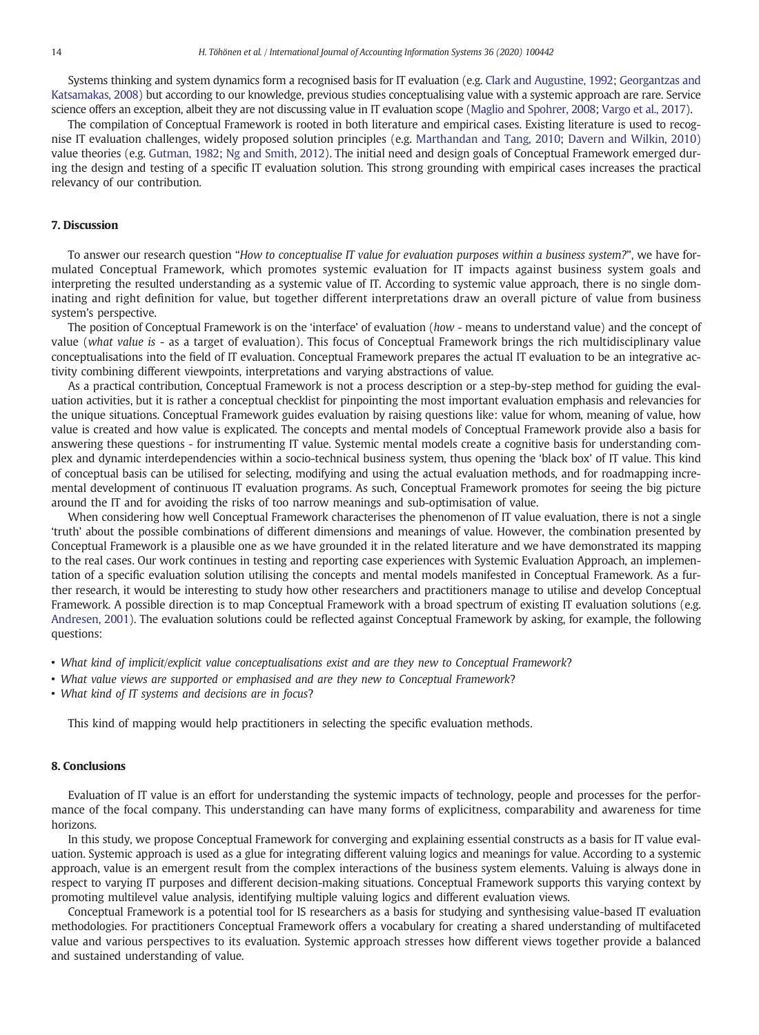Systems thinking and system dynamics form a recognised basis for IT evaluation (e.g. Clark and Augustine, 1992; Georgantzas and Katsamakas, 2008) but according to our knowledge, previous studies conceptualising value with a systemic approach are rare. Service science offers an exception, albeit they are not discussing value in IT evaluation scope (Maglio and Spohrer, 2008; Vargo et al., 2017).

The compilation of Conceptual Framework is rooted in both literature and empirical cases. Existing literature is used to recognise IT evaluation challenges, widely proposed solution principles (e.g. Marthandan and Tang, 2010; Davern and Wilkin, 2010) value theories (e.g. Gutman, 1982; Ng and Smith, 2012). The initial need and design goals of Conceptual Framework emerged during the design and testing of a specific IT evaluation solution. This strong grounding with empirical cases increases the practical relevancy of our contribution.

## 7. Discussion

To answer our research question "*How to conceptualise IT value for evaluation purposes within a business system?*", we have formulated Conceptual Framework, which promotes systemic evaluation for IT impacts against business system goals and interpreting the resulted understanding as a systemic value of IT. According to systemic value approach, there is no single dominating and right definition for value, but together different interpretations draw an overall picture of value from business system's perspective.

The position of Conceptual Framework is on the 'interface' of evaluation (*how* - means to understand value) and the concept of value (*what value is* - as a target of evaluation). This focus of Conceptual Framework brings the rich multidisciplinary value conceptualisations into the field of IT evaluation. Conceptual Framework prepares the actual IT evaluation to be an integrative activity combining different viewpoints, interpretations and varying abstractions of value.

As a practical contribution, Conceptual Framework is not a process description or a step-by-step method for guiding the evaluation activities, but it is rather a conceptual checklist for pinpointing the most important evaluation emphasis and relevancies for the unique situations. Conceptual Framework guides evaluation by raising questions like: value for whom, meaning of value, how value is created and how value is explicated. The concepts and mental models of Conceptual Framework provide also a basis for answering these questions - for instrumenting IT value. Systemic mental models create a cognitive basis for understanding complex and dynamic interdependencies within a socio-technical business system, thus opening the 'black box' of IT value. This kind of conceptual basis can be utilised for selecting, modifying and using the actual evaluation methods, and for roadmapping incremental development of continuous IT evaluation programs. As such, Conceptual Framework promotes for seeing the big picture around the IT and for avoiding the risks of too narrow meanings and sub-optimisation of value.

When considering how well Conceptual Framework characterises the phenomenon of IT value evaluation, there is not a single 'truth' about the possible combinations of different dimensions and meanings of value. However, the combination presented by Conceptual Framework is a plausible one as we have grounded it in the related literature and we have demonstrated its mapping to the real cases. Our work continues in testing and reporting case experiences with Systemic Evaluation Approach, an implementation of a specific evaluation solution utilising the concepts and mental models manifested in Conceptual Framework. As a further research, it would be interesting to study how other researchers and practitioners manage to utilise and develop Conceptual Framework. A possible direction is to map Conceptual Framework with a broad spectrum of existing IT evaluation solutions (e.g. Andresen, 2001). The evaluation solutions could be reflected against Conceptual Framework by asking, for example, the following questions:

- *What kind of implicit/explicit value conceptualisations exist and are they new to Conceptual Framework*?
- *What value views are supported or emphasised and are they new to Conceptual Framework*?
- *What kind of IT systems and decisions are in focus*?

This kind of mapping would help practitioners in selecting the specific evaluation methods.

## 8. Conclusions

Evaluation of IT value is an effort for understanding the systemic impacts of technology, people and processes for the performance of the focal company. This understanding can have many forms of explicitness, comparability and awareness for time horizons.

In this study, we propose Conceptual Framework for converging and explaining essential constructs as a basis for IT value evaluation. Systemic approach is used as a glue for integrating different valuing logics and meanings for value. According to a systemic approach, value is an emergent result from the complex interactions of the business system elements. Valuing is always done in respect to varying IT purposes and different decision-making situations. Conceptual Framework supports this varying context by promoting multilevel value analysis, identifying multiple valuing logics and different evaluation views.

Conceptual Framework is a potential tool for IS researchers as a basis for studying and synthesising value-based IT evaluation methodologies. For practitioners Conceptual Framework offers a vocabulary for creating a shared understanding of multifaceted value and various perspectives to its evaluation. Systemic approach stresses how different views together provide a balanced and sustained understanding of value.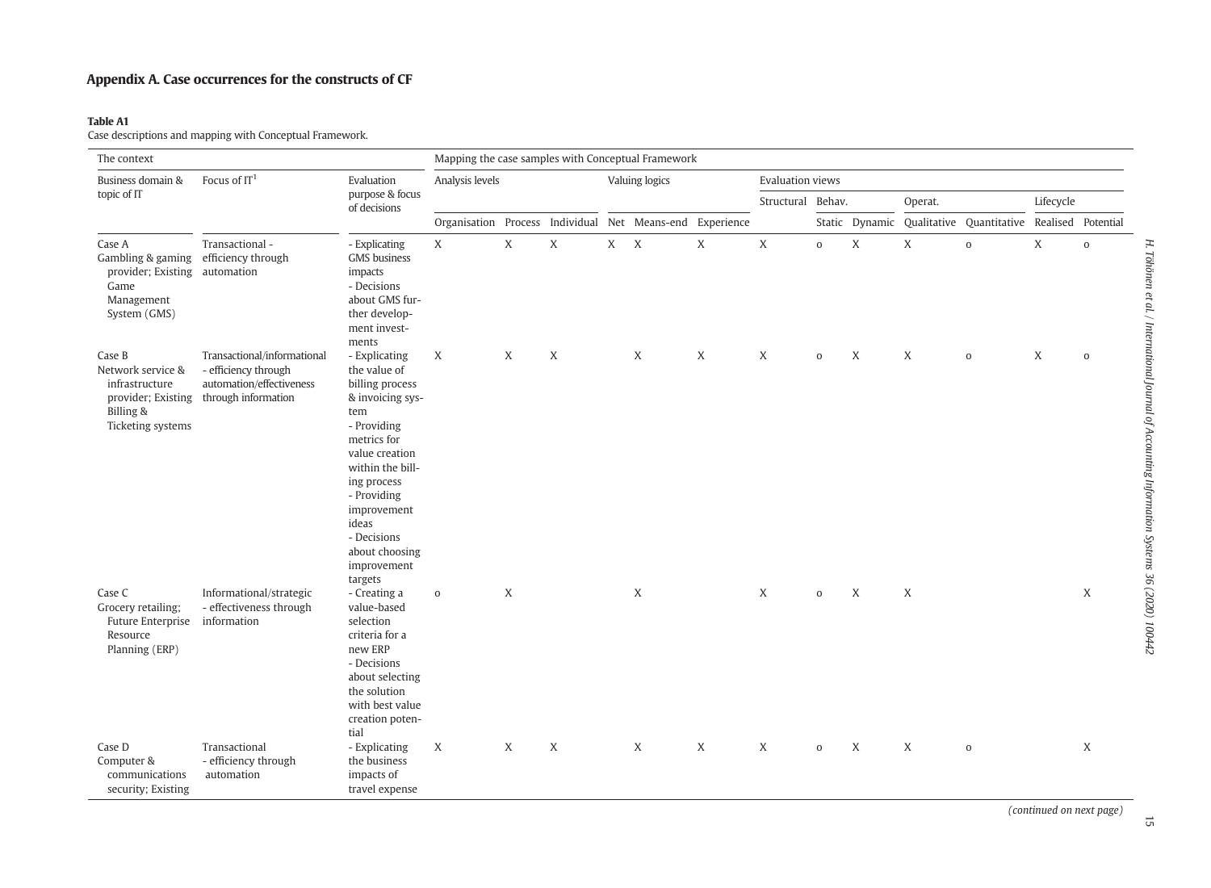## Appendix A. Case occurrences for the constructs of CF

**Table A1**
Case descriptions and mapping with Conceptual Framework.

| The context | | | Mapping the case samples with Conceptual Framework | | | | | | | | | | | | |
|---|---|---|---|---|---|---|---|---|---|---|---|---|---|---|---|
| Business domain & topic of IT | Focus of IT[1] | Evaluation purpose & focus of decisions | Analysis levels | | | Valuing logics | | | Evaluation views | | | | | | |
| | | | | | | | | | Structural | Behav. | | Operat. | | Lifecycle | |
| | | | Organisation | Process | Individual | Net | Means-end | Experience | | Static | Dynamic | Qualitative | Quantitative | Realised | Potential |
| Case A Gambling & gaming provider; Existing Game Management System (GMS) | Transactional - efficiency through automation | - Explicating GMS business impacts<br>- Decisions about GMS further development investments | X | X | X | X | X | X | X | o | X | X | o | X | o |
| Case B Network service & infrastructure provider; Existing Billing & Ticketing systems | Transactional/informational - efficiency through automation/effectiveness through information | - Explicating the value of billing process & invoicing system<br>- Providing metrics for value creation within the billing process<br>- Providing improvement ideas<br>- Decisions about choosing improvement targets | X | X | X | | X | X | X | o | X | X | o | X | o |
| Case C Grocery retailing; Future Enterprise Resource Planning (ERP) | Informational/strategic - effectiveness through information | - Creating a value-based selection criteria for a new ERP<br>- Decisions about selecting the solution with best value creation potential | o | X | | | X | | X | o | X | X | | | X |
| Case D Computer & communications security; Existing | Transactional - efficiency through automation | - Explicating the business impacts of travel expense | X | X | X | | X | X | X | o | X | X | o | | X |

*(continued on next page)*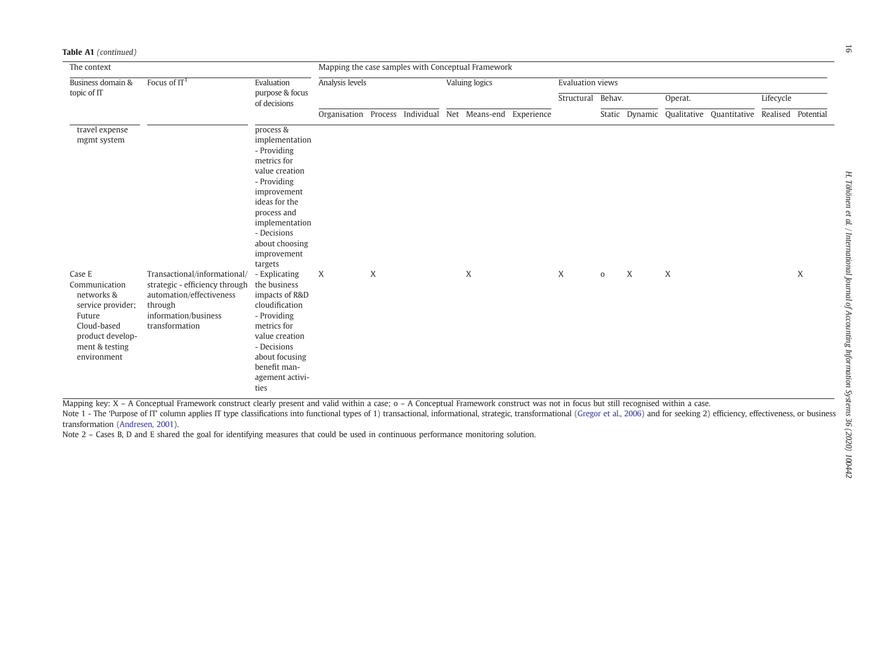**Table A1** *(continued)*

| The context | | | Mapping the case samples with Conceptual Framework | | | | | | | | | | | | | |
|---|---|---|---|---|---|---|---|---|---|---|---|---|---|---|---|---|
| Business domain & topic of IT | Focus of IT[1] | Evaluation purpose & focus of decisions | Analysis levels | | | Valuing logics | | | Evaluation views | | | | | | | |
| | | | | | | | | | Structural | Behav. | | Operat. | | Lifecycle | | |
| | | | Organisation | Process | Individual | Net | Means-end | Experience | | Static | Dynamic | Qualitative | Quantitative | Realised | Potential | |
| travel expense mgmt system | | process & implementation<br>- Providing metrics for value creation<br>- Providing improvement ideas for the process and implementation<br>- Decisions about choosing improvement targets | | | | | | | | | | | | | | |
| Case E<br>Communication networks & service provider; Future Cloud-based product development & testing environment | Transactional/informational/strategic - efficiency through automation/effectiveness through information/business transformation | - Explicating the business impacts of R&D cloudification<br>- Providing metrics for value creation<br>- Decisions about focusing benefit management activities | X | X | | | X | | X | o | X | X | | | X | |

Mapping key: X – A Conceptual Framework construct clearly present and valid within a case; o – A Conceptual Framework construct was not in focus but still recognised within a case.

Note 1 - The 'Purpose of IT' column applies IT type classifications into functional types of 1) transactional, informational, strategic, transformational (Gregor et al., 2006) and for seeking 2) efficiency, effectiveness, or business transformation (Andresen, 2001).

Note 2 – Cases B, D and E shared the goal for identifying measures that could be used in continuous performance monitoring solution.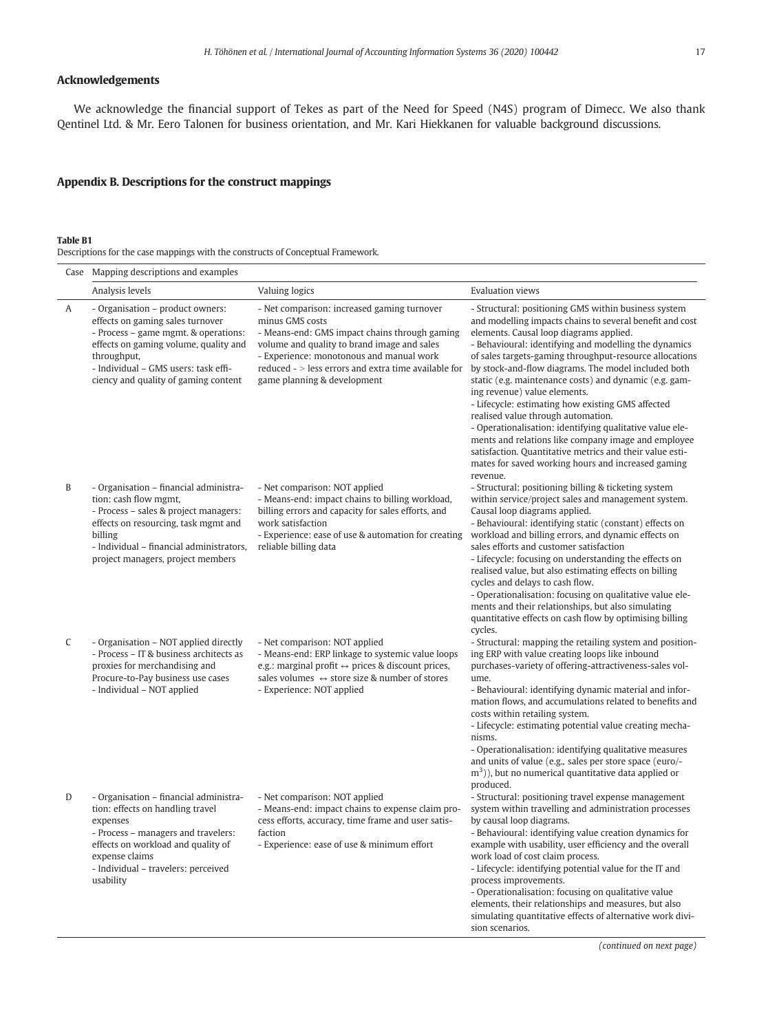## Acknowledgements

We acknowledge the financial support of Tekes as part of the Need for Speed (N4S) program of Dimecc. We also thank Qentinel Ltd. & Mr. Eero Talonen for business orientation, and Mr. Kari Hiekkanen for valuable background discussions.

## Appendix B. Descriptions for the construct mappings

**Table B1**
Descriptions for the case mappings with the constructs of Conceptual Framework.

| Case | Mapping descriptions and examples | | |
|---|---|---|---|
| | Analysis levels | Valuing logics | Evaluation views |
| A | - Organisation – product owners: effects on gaming sales turnover<br>- Process – game mgmt. & operations: effects on gaming volume, quality and throughput,<br>- Individual – GMS users: task efficiency and quality of gaming content | - Net comparison: increased gaming turnover minus GMS costs<br>- Means-end: GMS impact chains through gaming volume and quality to brand image and sales<br>- Experience: monotonous and manual work reduced - > less errors and extra time available for game planning & development | - Structural: positioning GMS within business system and modelling impacts chains to several benefit and cost elements. Causal loop diagrams applied.<br>- Behavioural: identifying and modelling the dynamics of sales targets-gaming throughput-resource allocations by stock-and-flow diagrams. The model included both static (e.g. maintenance costs) and dynamic (e.g. gaming revenue) value elements.<br>- Lifecycle: estimating how existing GMS affected realised value through automation.<br>- Operationalisation: identifying qualitative value elements and relations like company image and employee satisfaction. Quantitative metrics and their value estimates for saved working hours and increased gaming revenue. |
| B | - Organisation – financial administration: cash flow mgmt,<br>- Process – sales & project managers: effects on resourcing, task mgmt and billing<br>- Individual – financial administrators, project managers, project members | - Net comparison: NOT applied<br>- Means-end: impact chains to billing workload, billing errors and capacity for sales efforts, and work satisfaction<br>- Experience: ease of use & automation for creating reliable billing data | - Structural: positioning billing & ticketing system within service/project sales and management system. Causal loop diagrams applied.<br>- Behavioural: identifying static (constant) effects on workload and billing errors, and dynamic effects on sales efforts and customer satisfaction<br>- Lifecycle: focusing on understanding the effects on realised value, but also estimating effects on billing cycles and delays to cash flow.<br>- Operationalisation: focusing on qualitative value elements and their relationships, but also simulating quantitative effects on cash flow by optimising billing cycles. |
| C | - Organisation – NOT applied directly<br>- Process – IT & business architects as proxies for merchandising and Procure-to-Pay business use cases<br>- Individual – NOT applied | - Net comparison: NOT applied<br>- Means-end: ERP linkage to systemic value loops e.g.: marginal profit ↔ prices & discount prices, sales volumes ↔ store size & number of stores<br>- Experience: NOT applied | - Structural: mapping the retailing system and positioning ERP with value creating loops like inbound purchases-variety of offering-attractiveness-sales volume.<br>- Behavioural: identifying dynamic material and information flows, and accumulations related to benefits and costs within retailing system.<br>- Lifecycle: estimating potential value creating mechanisms.<br>- Operationalisation: identifying qualitative measures and units of value (e.g., sales per store space (euro/-$m^3$)), but no numerical quantitative data applied or produced. |
| D | - Organisation – financial administration: effects on handling travel expenses<br>- Process – managers and travelers: effects on workload and quality of expense claims<br>- Individual – travelers: perceived usability | - Net comparison: NOT applied<br>- Means-end: impact chains to expense claim process efforts, accuracy, time frame and user satisfaction<br>- Experience: ease of use & minimum effort | - Structural: positioning travel expense management system within travelling and administration processes by causal loop diagrams.<br>- Behavioural: identifying value creation dynamics for example with usability, user efficiency and the overall work load of cost claim process.<br>- Lifecycle: identifying potential value for the IT and process improvements.<br>- Operationalisation: focusing on qualitative value elements, their relationships and measures, but also simulating quantitative effects of alternative work division scenarios. |

*(continued on next page)*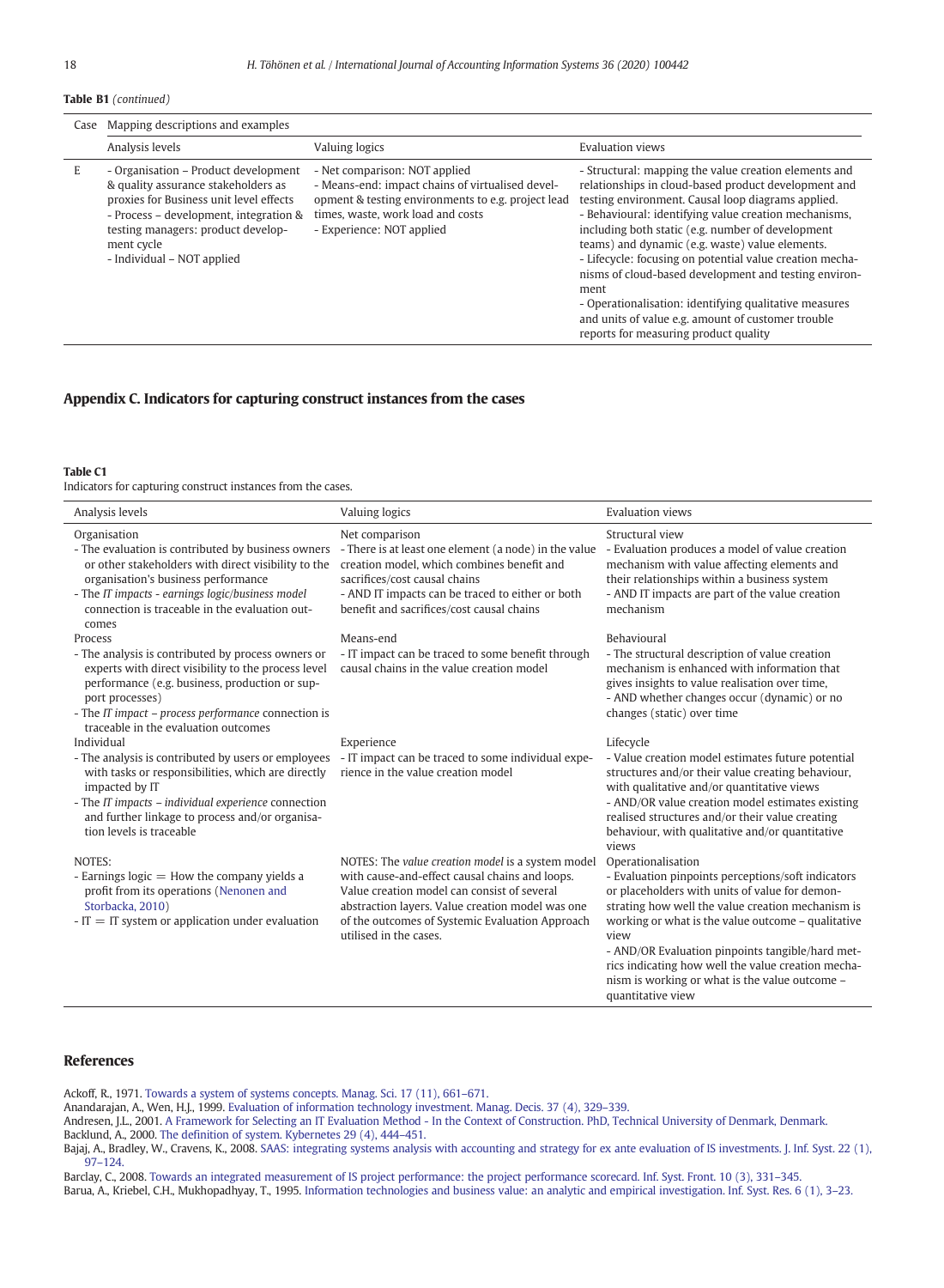**Table B1** *(continued)*

| Case | Mapping descriptions and examples | | |
|---|---|---|---|
| | Analysis levels | Valuing logics | Evaluation views |
| E | - Organisation – Product development & quality assurance stakeholders as proxies for Business unit level effects<br>- Process – development, integration & testing managers: product development cycle<br>- Individual – NOT applied | - Net comparison: NOT applied<br>- Means-end: impact chains of virtualised development & testing environments to e.g. project lead times, waste, work load and costs<br>- Experience: NOT applied | - Structural: mapping the value creation elements and relationships in cloud-based product development and testing environment. Causal loop diagrams applied.<br>- Behavioural: identifying value creation mechanisms, including both static (e.g. number of development teams) and dynamic (e.g. waste) value elements.<br>- Lifecycle: focusing on potential value creation mechanisms of cloud-based development and testing environment<br>- Operationalisation: identifying qualitative measures and units of value e.g. amount of customer trouble reports for measuring product quality |

## Appendix C. Indicators for capturing construct instances from the cases

**Table C1**
Indicators for capturing construct instances from the cases.

| Analysis levels | Valuing logics | Evaluation views |
|---|---|---|
| Organisation<br>- The evaluation is contributed by business owners or other stakeholders with direct visibility to the organisation's business performance<br>- The *IT impacts - earnings logic/business model* connection is traceable in the evaluation outcomes | Net comparison<br>- There is at least one element (a node) in the value creation model, which combines benefit and sacrifices/cost causal chains<br>- AND IT impacts can be traced to either or both benefit and sacrifices/cost causal chains | Structural view<br>- Evaluation produces a model of value creation mechanism with value affecting elements and their relationships within a business system<br>- AND IT impacts are part of the value creation mechanism |
| Process<br>- The analysis is contributed by process owners or experts with direct visibility to the process level performance (e.g. business, production or support processes)<br>- The *IT impact – process performance* connection is traceable in the evaluation outcomes | Means-end<br>- IT impact can be traced to some benefit through causal chains in the value creation model | Behavioural<br>- The structural description of value creation mechanism is enhanced with information that gives insights to value realisation over time,<br>- AND whether changes occur (dynamic) or no changes (static) over time |
| Individual<br>- The analysis is contributed by users or employees with tasks or responsibilities, which are directly impacted by IT<br>- The *IT impacts – individual experience* connection and further linkage to process and/or organisation levels is traceable | Experience<br>- IT impact can be traced to some individual experience in the value creation model | Lifecycle<br>- Value creation model estimates future potential structures and/or their value creating behaviour, with qualitative and/or quantitative views<br>- AND/OR value creation model estimates existing realised structures and/or their value creating behaviour, with qualitative and/or quantitative views |
| NOTES:<br>- Earnings logic = How the company yields a profit from its operations (Nenonen and Storbacka, 2010)<br>- IT = IT system or application under evaluation | NOTES: The *value creation model* is a system model with cause-and-effect causal chains and loops. Value creation model can consist of several abstraction layers. Value creation model was one of the outcomes of Systemic Evaluation Approach utilised in the cases. | Operationalisation<br>- Evaluation pinpoints perceptions/soft indicators or placeholders with units of value for demonstrating how well the value creation mechanism is working or what is the value outcome – qualitative view<br>- AND/OR Evaluation pinpoints tangible/hard metrics indicating how well the value creation mechanism is working or what is the value outcome – quantitative view |

## References

Ackoff, R., 1971. Towards a system of systems concepts. Manag. Sci. 17 (11), 661–671.

Anandarajan, A., Wen, H.J., 1999. Evaluation of information technology investment. Manag. Decis. 37 (4), 329–339.

Andresen, J.L., 2001. A Framework for Selecting an IT Evaluation Method - In the Context of Construction. PhD, Technical University of Denmark, Denmark.

Backlund, A., 2000. The definition of system. Kybernetes 29 (4), 444–451.

Bajaj, A., Bradley, W., Cravens, K., 2008. SAAS: integrating systems analysis with accounting and strategy for ex ante evaluation of IS investments. J. Inf. Syst. 22 (1), 97–124.

Barclay, C., 2008. Towards an integrated measurement of IS project performance: the project performance scorecard. Inf. Syst. Front. 10 (3), 331–345.

Barua, A., Kriebel, C.H., Mukhopadhyay, T., 1995. Information technologies and business value: an analytic and empirical investigation. Inf. Syst. Res. 6 (1), 3–23.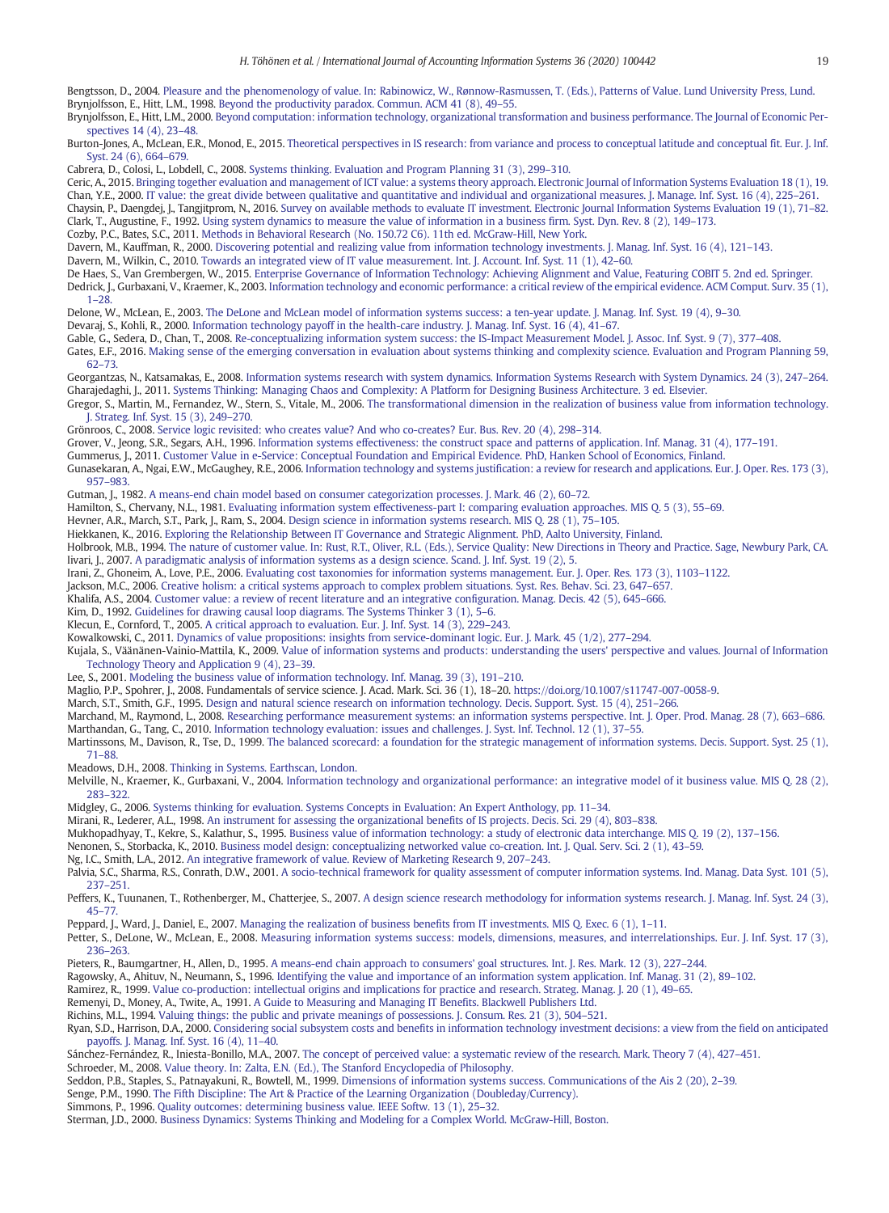Bengtsson, D., 2004. Pleasure and the phenomenology of value. In: Rabinowicz, W., Rønnow-Rasmussen, T. (Eds.), Patterns of Value. Lund University Press, Lund.

Brynjolfsson, E., Hitt, L.M., 1998. Beyond the productivity paradox. Commun. ACM 41 (8), 49–55.

Brynjolfsson, E., Hitt, L.M., 2000. Beyond computation: information technology, organizational transformation and business performance. The Journal of Economic Perspectives 14 (4), 23–48.

Burton-Jones, A., McLean, E.R., Monod, E., 2015. Theoretical perspectives in IS research: from variance and process to conceptual latitude and conceptual fit. Eur. J. Inf. Syst. 24 (6), 664–679.

Cabrera, D., Colosi, L., Lobdell, C., 2008. Systems thinking. Evaluation and Program Planning 31 (3), 299–310.

Ceric, A., 2015. Bringing together evaluation and management of ICT value: a systems theory approach. Electronic Journal of Information Systems Evaluation 18 (1), 19.

Chan, Y.E., 2000. IT value: the great divide between qualitative and quantitative and individual and organizational measures. J. Manage. Inf. Syst. 16 (4), 225–261.

Chaysin, P., Daengdej, J., Tangjitprom, N., 2016. Survey on available methods to evaluate IT investment. Electronic Journal Information Systems Evaluation 19 (1), 71–82.

Clark, T., Augustine, F., 1992. Using system dynamics to measure the value of information in a business firm. Syst. Dyn. Rev. 8 (2), 149–173.

Cozby, P.C., Bates, S.C., 2011. Methods in Behavioral Research (No. 150.72 C6). 11th ed. McGraw-Hill, New York.

Davern, M., Kauffman, R., 2000. Discovering potential and realizing value from information technology investments. J. Manag. Inf. Syst. 16 (4), 121–143.

Davern, M., Wilkin, C., 2010. Towards an integrated view of IT value measurement. Int. J. Account. Inf. Syst. 11 (1), 42–60.

De Haes, S., Van Grembergen, W., 2015. Enterprise Governance of Information Technology: Achieving Alignment and Value, Featuring COBIT 5. 2nd ed. Springer.

Dedrick, J., Gurbaxani, V., Kraemer, K., 2003. Information technology and economic performance: a critical review of the empirical evidence. ACM Comput. Surv. 35 (1), 1–28.

Delone, W., McLean, E., 2003. The DeLone and McLean model of information systems success: a ten-year update. J. Manag. Inf. Syst. 19 (4), 9–30.

Devaraj, S., Kohli, R., 2000. Information technology payoff in the health-care industry. J. Manag. Inf. Syst. 16 (4), 41–67.

Gable, G., Sedera, D., Chan, T., 2008. Re-conceptualizing information system success: the IS-Impact Measurement Model. J. Assoc. Inf. Syst. 9 (7), 377–408.

Gates, E.F., 2016. Making sense of the emerging conversation in evaluation about systems thinking and complexity science. Evaluation and Program Planning 59, 62–73.

Georgantzas, N., Katsamakas, E., 2008. Information systems research with system dynamics. Information Systems Research with System Dynamics. 24 (3), 247–264.

Gharajedaghi, J., 2011. Systems Thinking: Managing Chaos and Complexity: A Platform for Designing Business Architecture. 3 ed. Elsevier.

Gregor, S., Martin, M., Fernandez, W., Stern, S., Vitale, M., 2006. The transformational dimension in the realization of business value from information technology. J. Strateg. Inf. Syst. 15 (3), 249–270.

Grönroos, C., 2008. Service logic revisited: who creates value? And who co-creates? Eur. Bus. Rev. 20 (4), 298–314.

Grover, V., Jeong, S.R., Segars, A.H., 1996. Information systems effectiveness: the construct space and patterns of application. Inf. Manag. 31 (4), 177–191.

Gummerus, J., 2011. Customer Value in e-Service: Conceptual Foundation and Empirical Evidence. PhD, Hanken School of Economics, Finland.

Gunasekaran, A., Ngai, E.W., McGaughey, R.E., 2006. Information technology and systems justification: a review for research and applications. Eur. J. Oper. Res. 173 (3), 957–983.

Gutman, J., 1982. A means-end chain model based on consumer categorization processes. J. Mark. 46 (2), 60–72.

Hamilton, S., Chervany, N.L., 1981. Evaluating information system effectiveness-part I: comparing evaluation approaches. MIS Q. 5 (3), 55–69.

Hevner, A.R., March, S.T., Park, J., Ram, S., 2004. Design science in information systems research. MIS Q. 28 (1), 75–105.

Hiekkanen, K., 2016. Exploring the Relationship Between IT Governance and Strategic Alignment. PhD, Aalto University, Finland.

Holbrook, M.B., 1994. The nature of customer value. In: Rust, R.T., Oliver, R.L. (Eds.), Service Quality: New Directions in Theory and Practice. Sage, Newbury Park, CA.

Iivari, J., 2007. A paradigmatic analysis of information systems as a design science. Scand. J. Inf. Syst. 19 (2), 5.

Irani, Z., Ghoneim, A., Love, P.E., 2006. Evaluating cost taxonomies for information systems management. Eur. J. Oper. Res. 173 (3), 1103–1122.

Jackson, M.C., 2006. Creative holism: a critical systems approach to complex problem situations. Syst. Res. Behav. Sci. 23, 647–657.

Khalifa, A.S., 2004. Customer value: a review of recent literature and an integrative configuration. Manag. Decis. 42 (5), 645–666.

Kim, D., 1992. Guidelines for drawing causal loop diagrams. The Systems Thinker 3 (1), 5–6.

Klecun, E., Cornford, T., 2005. A critical approach to evaluation. Eur. J. Inf. Syst. 14 (3), 229–243.

Kowalkowski, C., 2011. Dynamics of value propositions: insights from service-dominant logic. Eur. J. Mark. 45 (1/2), 277–294.

Kujala, S., Väänänen-Vainio-Mattila, K., 2009. Value of information systems and products: understanding the users' perspective and values. Journal of Information Technology Theory and Application 9 (4), 23–39.

Lee, S., 2001. Modeling the business value of information technology. Inf. Manag. 39 (3), 191–210.

Maglio, P.P., Spohrer, J., 2008. Fundamentals of service science. J. Acad. Mark. Sci. 36 (1), 18–20. https://doi.org/10.1007/s11747-007-0058-9.

March, S.T., Smith, G.F., 1995. Design and natural science research on information technology. Decis. Support. Syst. 15 (4), 251–266.

Marchand, M., Raymond, L., 2008. Researching performance measurement systems: an information systems perspective. Int. J. Oper. Prod. Manag. 28 (7), 663–686.

Marthandan, G., Tang, C., 2010. Information technology evaluation: issues and challenges. J. Syst. Inf. Technol. 12 (1), 37–55.

Martinssons, M., Davison, R., Tse, D., 1999. The balanced scorecard: a foundation for the strategic management of information systems. Decis. Support. Syst. 25 (1), 71–88.

Meadows, D.H., 2008. Thinking in Systems. Earthscan, London.

Melville, N., Kraemer, K., Gurbaxani, V., 2004. Information technology and organizational performance: an integrative model of it business value. MIS Q. 28 (2), 283–322.

Midgley, G., 2006. Systems thinking for evaluation. Systems Concepts in Evaluation: An Expert Anthology, pp. 11–34.

Mirani, R., Lederer, A.L., 1998. An instrument for assessing the organizational benefits of IS projects. Decis. Sci. 29 (4), 803–838.

Mukhopadhyay, T., Kekre, S., Kalathur, S., 1995. Business value of information technology: a study of electronic data interchange. MIS Q. 19 (2), 137–156.

Nenonen, S., Storbacka, K., 2010. Business model design: conceptualizing networked value co-creation. Int. J. Qual. Serv. Sci. 2 (1), 43–59.

Ng, I.C., Smith, L.A., 2012. An integrative framework of value. Review of Marketing Research 9, 207–243.

Palvia, S.C., Sharma, R.S., Conrath, D.W., 2001. A socio-technical framework for quality assessment of computer information systems. Ind. Manag. Data Syst. 101 (5), 237–251.

Peffers, K., Tuunanen, T., Rothenberger, M., Chatterjee, S., 2007. A design science research methodology for information systems research. J. Manag. Inf. Syst. 24 (3), 45–77.

Peppard, J., Ward, J., Daniel, E., 2007. Managing the realization of business benefits from IT investments. MIS Q. Exec. 6 (1), 1–11.

Petter, S., DeLone, W., McLean, E., 2008. Measuring information systems success: models, dimensions, measures, and interrelationships. Eur. J. Inf. Syst. 17 (3), 236–263.

Pieters, R., Baumgartner, H., Allen, D., 1995. A means-end chain approach to consumers' goal structures. Int. J. Res. Mark. 12 (3), 227–244.

Ragowsky, A., Ahituv, N., Neumann, S., 1996. Identifying the value and importance of an information system application. Inf. Manag. 31 (2), 89–102.

Ramirez, R., 1999. Value co-production: intellectual origins and implications for practice and research. Strateg. Manag. J. 20 (1), 49–65.

Remenyi, D., Money, A., Twite, A., 1991. A Guide to Measuring and Managing IT Benefits. Blackwell Publishers Ltd.

Richins, M.L., 1994. Valuing things: the public and private meanings of possessions. J. Consum. Res. 21 (3), 504–521.

Ryan, S.D., Harrison, D.A., 2000. Considering social subsystem costs and benefits in information technology investment decisions: a view from the field on anticipated payoffs. J. Manag. Inf. Syst. 16 (4), 11–40.

Sánchez-Fernández, R., Iniesta-Bonillo, M.A., 2007. The concept of perceived value: a systematic review of the research. Mark. Theory 7 (4), 427–451.

Schroeder, M., 2008. Value theory. In: Zalta, E.N. (Ed.), The Stanford Encyclopedia of Philosophy.

Seddon, P.B., Staples, S., Patnayakuni, R., Bowtell, M., 1999. Dimensions of information systems success. Communications of the Ais 2 (20), 2–39.

Senge, P.M., 1990. The Fifth Discipline: The Art & Practice of the Learning Organization (Doubleday/Currency).

Simmons, P., 1996. Quality outcomes: determining business value. IEEE Softw. 13 (1), 25–32.

Sterman, J.D., 2000. Business Dynamics: Systems Thinking and Modeling for a Complex World. McGraw-Hill, Boston.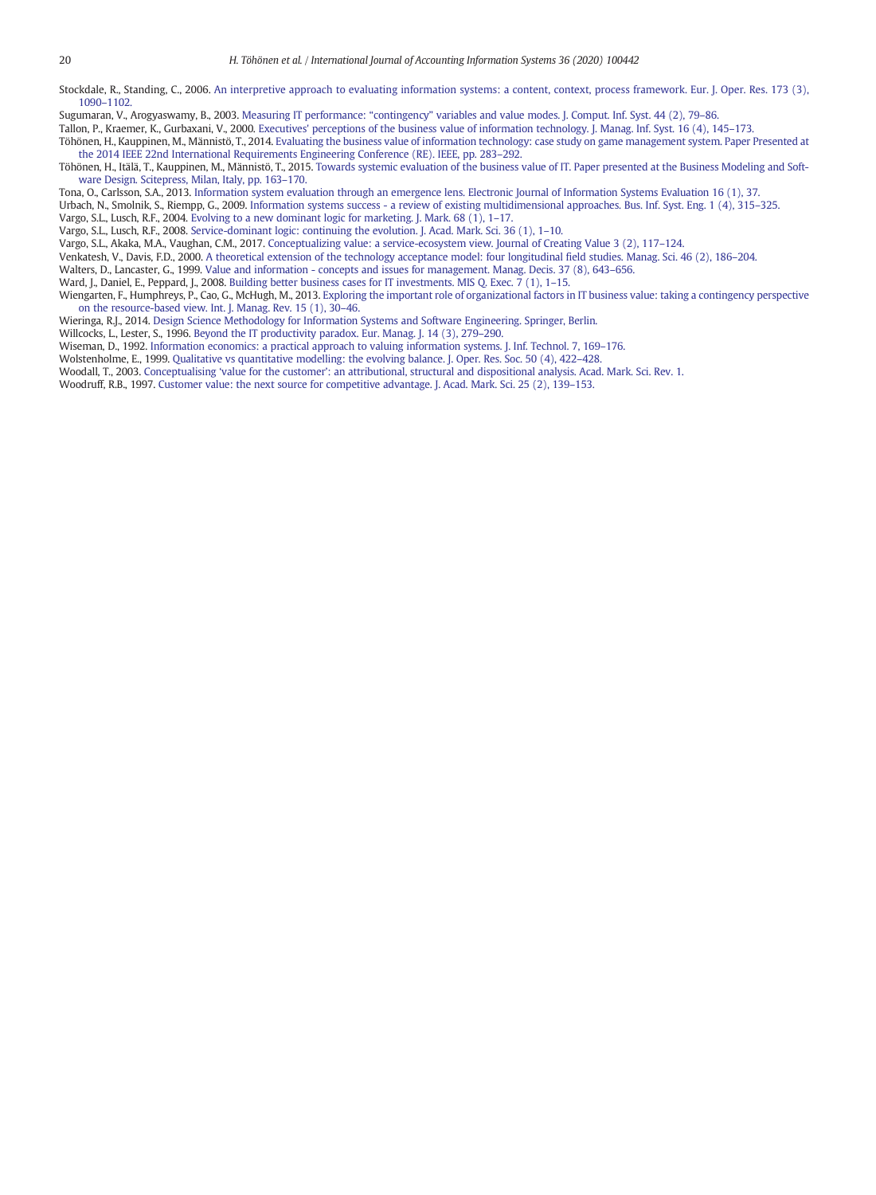Stockdale, R., Standing, C., 2006. An interpretive approach to evaluating information systems: a content, context, process framework. Eur. J. Oper. Res. 173 (3), 1090–1102.

Sugumaran, V., Arogyaswamy, B., 2003. Measuring IT performance: "contingency" variables and value modes. J. Comput. Inf. Syst. 44 (2), 79–86.

Tallon, P., Kraemer, K., Gurbaxani, V., 2000. Executives' perceptions of the business value of information technology. J. Manag. Inf. Syst. 16 (4), 145–173.

Töhönen, H., Kauppinen, M., Männistö, T., 2014. Evaluating the business value of information technology: case study on game management system. Paper Presented at the 2014 IEEE 22nd International Requirements Engineering Conference (RE). IEEE, pp. 283–292.

Töhönen, H., Itälä, T., Kauppinen, M., Männistö, T., 2015. Towards systemic evaluation of the business value of IT. Paper presented at the Business Modeling and Software Design. Scitepress, Milan, Italy, pp. 163–170.

Tona, O., Carlsson, S.A., 2013. Information system evaluation through an emergence lens. Electronic Journal of Information Systems Evaluation 16 (1), 37.

Urbach, N., Smolnik, S., Riempp, G., 2009. Information systems success - a review of existing multidimensional approaches. Bus. Inf. Syst. Eng. 1 (4), 315–325.

Vargo, S.L., Lusch, R.F., 2004. Evolving to a new dominant logic for marketing. J. Mark. 68 (1), 1–17.

Vargo, S.L., Lusch, R.F., 2008. Service-dominant logic: continuing the evolution. J. Acad. Mark. Sci. 36 (1), 1–10.

Vargo, S.L., Akaka, M.A., Vaughan, C.M., 2017. Conceptualizing value: a service-ecosystem view. Journal of Creating Value 3 (2), 117–124.

Venkatesh, V., Davis, F.D., 2000. A theoretical extension of the technology acceptance model: four longitudinal field studies. Manag. Sci. 46 (2), 186–204.

Walters, D., Lancaster, G., 1999. Value and information - concepts and issues for management. Manag. Decis. 37 (8), 643–656.

Ward, J., Daniel, E., Peppard, J., 2008. Building better business cases for IT investments. MIS Q. Exec. 7 (1), 1–15.

Wiengarten, F., Humphreys, P., Cao, G., McHugh, M., 2013. Exploring the important role of organizational factors in IT business value: taking a contingency perspective on the resource-based view. Int. J. Manag. Rev. 15 (1), 30–46.

Wieringa, R.J., 2014. Design Science Methodology for Information Systems and Software Engineering. Springer, Berlin.

Willcocks, L., Lester, S., 1996. Beyond the IT productivity paradox. Eur. Manag. J. 14 (3), 279–290.

Wiseman, D., 1992. Information economics: a practical approach to valuing information systems. J. Inf. Technol. 7, 169–176.

Wolstenholme, E., 1999. Qualitative vs quantitative modelling: the evolving balance. J. Oper. Res. Soc. 50 (4), 422–428.

Woodall, T., 2003. Conceptualising 'value for the customer': an attributional, structural and dispositional analysis. Acad. Mark. Sci. Rev. 1.

Woodruff, R.B., 1997. Customer value: the next source for competitive advantage. J. Acad. Mark. Sci. 25 (2), 139–153.